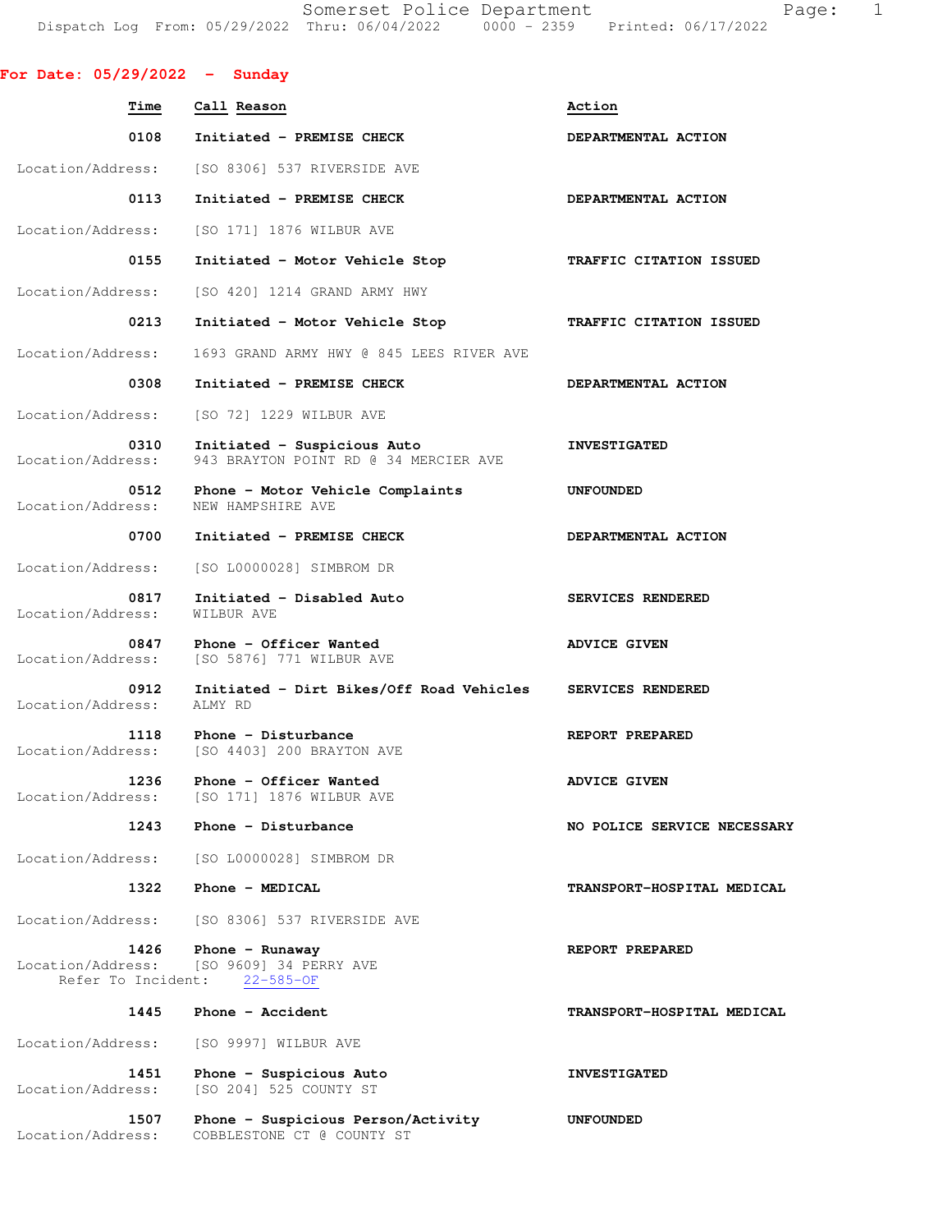Somerset Police Department
Dispatch Log From: 05/29/2022 Thru: 06/04/2022 0000 - 2359 Printed: 06/17/2022

## For Date: 05/29/2022 - Sunday

| Time | Call Reason | Action |
|---|---|---|
| 0108 | Initiated - PREMISE CHECK | DEPARTMENTAL ACTION |
| | Location/Address: [SO 8306] 537 RIVERSIDE AVE | |
| 0113 | Initiated - PREMISE CHECK | DEPARTMENTAL ACTION |
| | Location/Address: [SO 171] 1876 WILBUR AVE | |
| 0155 | Initiated - Motor Vehicle Stop | TRAFFIC CITATION ISSUED |
| | Location/Address: [SO 420] 1214 GRAND ARMY HWY | |
| 0213 | Initiated - Motor Vehicle Stop | TRAFFIC CITATION ISSUED |
| | Location/Address: 1693 GRAND ARMY HWY @ 845 LEES RIVER AVE | |
| 0308 | Initiated - PREMISE CHECK | DEPARTMENTAL ACTION |
| | Location/Address: [SO 72] 1229 WILBUR AVE | |
| 0310 | Initiated - Suspicious Auto | INVESTIGATED |
| | Location/Address: 943 BRAYTON POINT RD @ 34 MERCIER AVE | |
| 0512 | Phone - Motor Vehicle Complaints | UNFOUNDED |
| | Location/Address: NEW HAMPSHIRE AVE | |
| 0700 | Initiated - PREMISE CHECK | DEPARTMENTAL ACTION |
| | Location/Address: [SO L0000028] SIMBROM DR | |
| 0817 | Initiated - Disabled Auto | SERVICES RENDERED |
| | Location/Address: WILBUR AVE | |
| 0847 | Phone - Officer Wanted | ADVICE GIVEN |
| | Location/Address: [SO 5876] 771 WILBUR AVE | |
| 0912 | Initiated - Dirt Bikes/Off Road Vehicles | SERVICES RENDERED |
| | Location/Address: ALMY RD | |
| 1118 | Phone - Disturbance | REPORT PREPARED |
| | Location/Address: [SO 4403] 200 BRAYTON AVE | |
| 1236 | Phone - Officer Wanted | ADVICE GIVEN |
| | Location/Address: [SO 171] 1876 WILBUR AVE | |
| 1243 | Phone - Disturbance | NO POLICE SERVICE NECESSARY |
| | Location/Address: [SO L0000028] SIMBROM DR | |
| 1322 | Phone - MEDICAL | TRANSPORT-HOSPITAL MEDICAL |
| | Location/Address: [SO 8306] 537 RIVERSIDE AVE | |
| 1426 | Phone - Runaway | REPORT PREPARED |
| | Location/Address: [SO 9609] 34 PERRY AVE; Refer To Incident: 22-585-OF | |
| 1445 | Phone - Accident | TRANSPORT-HOSPITAL MEDICAL |
| | Location/Address: [SO 9997] WILBUR AVE | |
| 1451 | Phone - Suspicious Auto | INVESTIGATED |
| | Location/Address: [SO 204] 525 COUNTY ST | |
| 1507 | Phone - Suspicious Person/Activity | UNFOUNDED |
| | Location/Address: COBBLESTONE CT @ COUNTY ST | |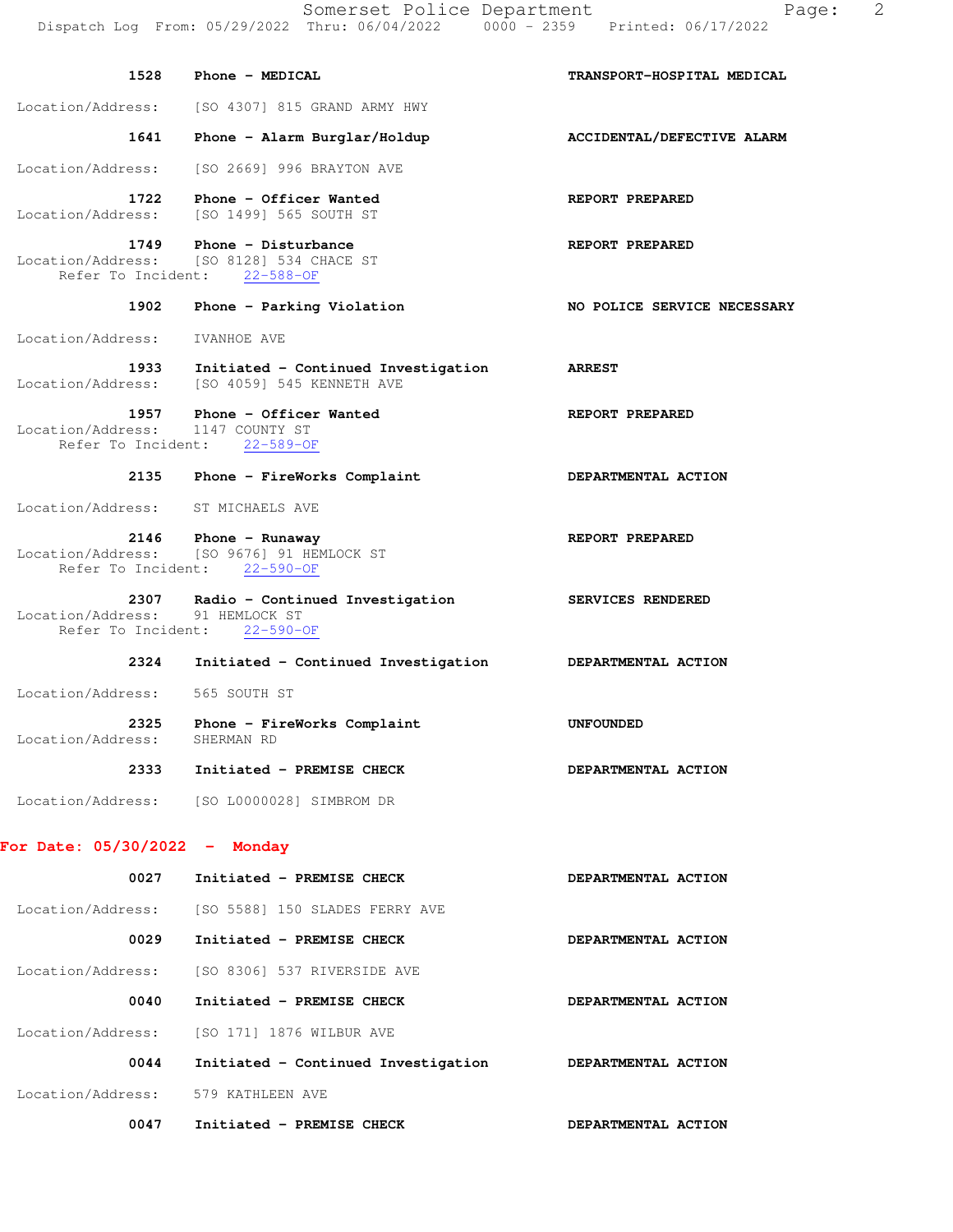**1528** **Phone - MEDICAL** **TRANSPORT-HOSPITAL MEDICAL**

Location/Address: [SO 4307] 815 GRAND ARMY HWY

**1641** **Phone - Alarm Burglar/Holdup** **ACCIDENTAL/DEFECTIVE ALARM**

Location/Address: [SO 2669] 996 BRAYTON AVE

**1722** **Phone - Officer Wanted** **REPORT PREPARED**
Location/Address: [SO 1499] 565 SOUTH ST

**1749** **Phone - Disturbance** **REPORT PREPARED**
Location/Address: [SO 8128] 534 CHACE ST
Refer To Incident: 22-588-OF

**1902** **Phone - Parking Violation** **NO POLICE SERVICE NECESSARY**

Location/Address: IVANHOE AVE

**1933** **Initiated - Continued Investigation** **ARREST**
Location/Address: [SO 4059] 545 KENNETH AVE

**1957** **Phone - Officer Wanted** **REPORT PREPARED**
Location/Address: 1147 COUNTY ST
Refer To Incident: 22-589-OF

**2135** **Phone - FireWorks Complaint** **DEPARTMENTAL ACTION**

Location/Address: ST MICHAELS AVE

**2146** **Phone - Runaway** **REPORT PREPARED**
Location/Address: [SO 9676] 91 HEMLOCK ST
Refer To Incident: 22-590-OF

**2307** **Radio - Continued Investigation** **SERVICES RENDERED**
Location/Address: 91 HEMLOCK ST
Refer To Incident: 22-590-OF

**2324** **Initiated - Continued Investigation** **DEPARTMENTAL ACTION**

Location/Address: 565 SOUTH ST

**2325** **Phone - FireWorks Complaint** **UNFOUNDED**
Location/Address: SHERMAN RD

**2333** **Initiated - PREMISE CHECK** **DEPARTMENTAL ACTION**

Location/Address: [SO L0000028] SIMBROM DR

## For Date: 05/30/2022 - Monday

**0027** **Initiated - PREMISE CHECK** **DEPARTMENTAL ACTION**

Location/Address: [SO 5588] 150 SLADES FERRY AVE

**0029** **Initiated - PREMISE CHECK** **DEPARTMENTAL ACTION**

Location/Address: [SO 8306] 537 RIVERSIDE AVE

**0040** **Initiated - PREMISE CHECK** **DEPARTMENTAL ACTION**

Location/Address: [SO 171] 1876 WILBUR AVE

**0044** **Initiated - Continued Investigation** **DEPARTMENTAL ACTION**

Location/Address: 579 KATHLEEN AVE

**0047** **Initiated - PREMISE CHECK** **DEPARTMENTAL ACTION**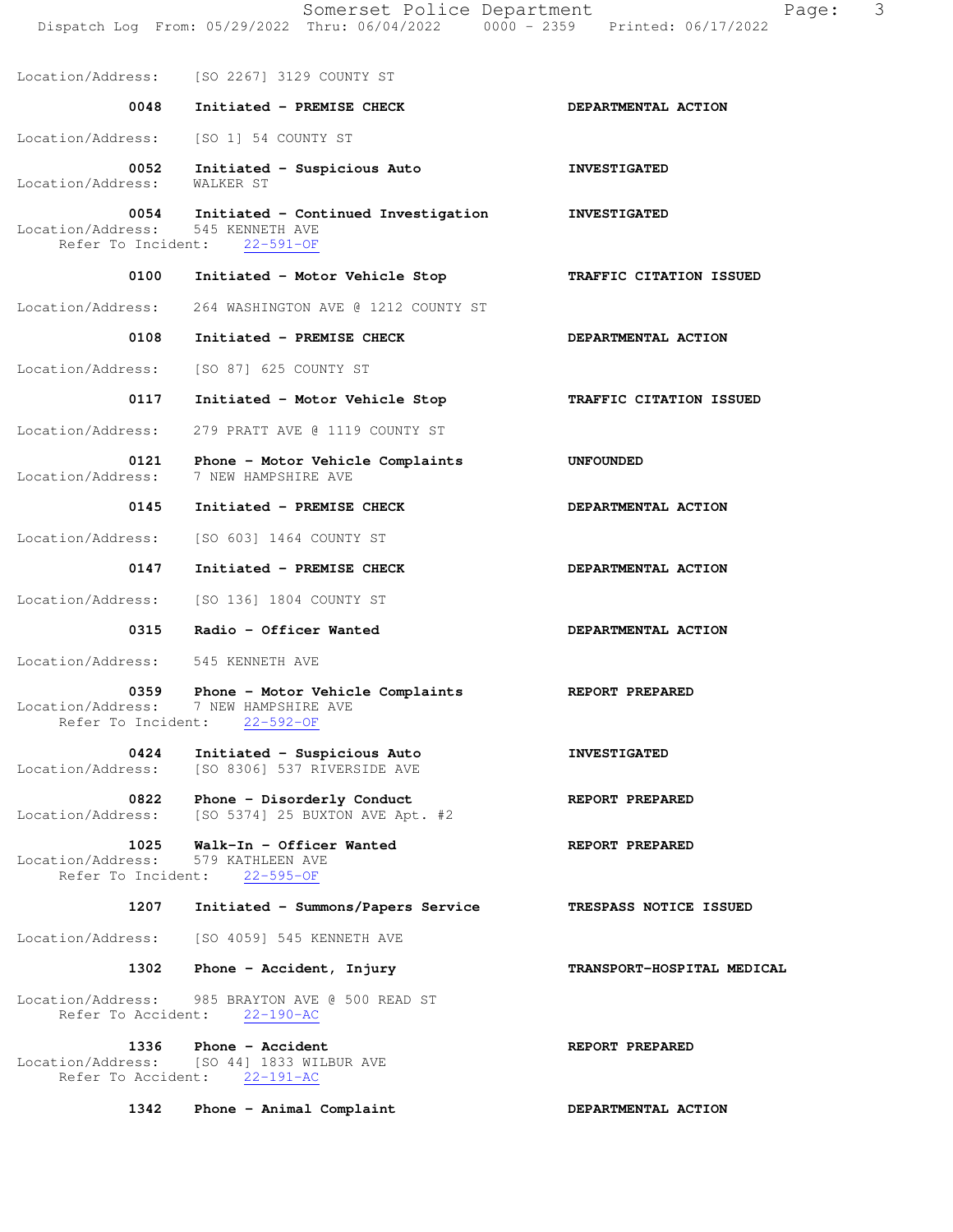Location/Address: [SO 2267] 3129 COUNTY ST

| Time | Call | Action |
|---|---|---|
| 0048 | Initiated - PREMISE CHECK | DEPARTMENTAL ACTION |

Location/Address: [SO 1] 54 COUNTY ST

| Time | Call | Action |
|---|---|---|
| 0052 | Initiated - Suspicious Auto | INVESTIGATED |

Location/Address: WALKER ST

| Time | Call | Action |
|---|---|---|
| 0054 | Initiated - Continued Investigation | INVESTIGATED |

Location/Address: 545 KENNETH AVE
Refer To Incident: 22-591-OF

| Time | Call | Action |
|---|---|---|
| 0100 | Initiated - Motor Vehicle Stop | TRAFFIC CITATION ISSUED |

Location/Address: 264 WASHINGTON AVE @ 1212 COUNTY ST

| Time | Call | Action |
|---|---|---|
| 0108 | Initiated - PREMISE CHECK | DEPARTMENTAL ACTION |

Location/Address: [SO 87] 625 COUNTY ST

| Time | Call | Action |
|---|---|---|
| 0117 | Initiated - Motor Vehicle Stop | TRAFFIC CITATION ISSUED |

Location/Address: 279 PRATT AVE @ 1119 COUNTY ST

| Time | Call | Action |
|---|---|---|
| 0121 | Phone - Motor Vehicle Complaints | UNFOUNDED |

Location/Address: 7 NEW HAMPSHIRE AVE

| Time | Call | Action |
|---|---|---|
| 0145 | Initiated - PREMISE CHECK | DEPARTMENTAL ACTION |

Location/Address: [SO 603] 1464 COUNTY ST

| Time | Call | Action |
|---|---|---|
| 0147 | Initiated - PREMISE CHECK | DEPARTMENTAL ACTION |

Location/Address: [SO 136] 1804 COUNTY ST

| Time | Call | Action |
|---|---|---|
| 0315 | Radio - Officer Wanted | DEPARTMENTAL ACTION |

Location/Address: 545 KENNETH AVE

| Time | Call | Action |
|---|---|---|
| 0359 | Phone - Motor Vehicle Complaints | REPORT PREPARED |

Location/Address: 7 NEW HAMPSHIRE AVE
Refer To Incident: 22-592-OF

| Time | Call | Action |
|---|---|---|
| 0424 | Initiated - Suspicious Auto | INVESTIGATED |

Location/Address: [SO 8306] 537 RIVERSIDE AVE

| Time | Call | Action |
|---|---|---|
| 0822 | Phone - Disorderly Conduct | REPORT PREPARED |

Location/Address: [SO 5374] 25 BUXTON AVE Apt. #2

| Time | Call | Action |
|---|---|---|
| 1025 | Walk-In - Officer Wanted | REPORT PREPARED |

Location/Address: 579 KATHLEEN AVE
Refer To Incident: 22-595-OF

| Time | Call | Action |
|---|---|---|
| 1207 | Initiated - Summons/Papers Service | TRESPASS NOTICE ISSUED |

Location/Address: [SO 4059] 545 KENNETH AVE

| Time | Call | Action |
|---|---|---|
| 1302 | Phone - Accident, Injury | TRANSPORT-HOSPITAL MEDICAL |

Location/Address: 985 BRAYTON AVE @ 500 READ ST
Refer To Accident: 22-190-AC

| Time | Call | Action |
|---|---|---|
| 1336 | Phone - Accident | REPORT PREPARED |

Location/Address: [SO 44] 1833 WILBUR AVE
Refer To Accident: 22-191-AC

| Time | Call | Action |
|---|---|---|
| 1342 | Phone - Animal Complaint | DEPARTMENTAL ACTION |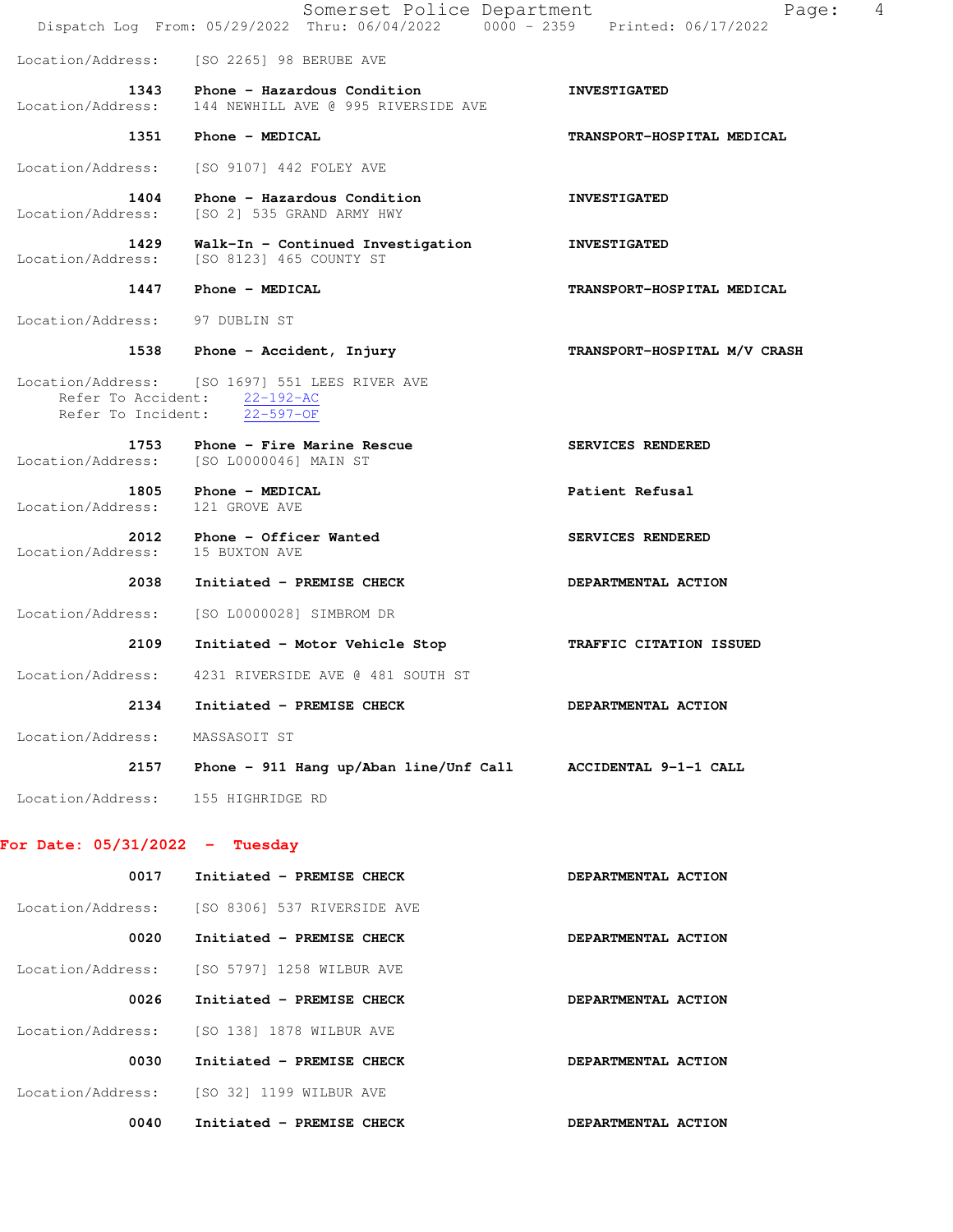Location/Address: [SO 2265] 98 BERUBE AVE

| Time | Call | Disposition |
|---|---|---|
| 1343 | Phone - Hazardous Condition | INVESTIGATED |

Location/Address: 144 NEWHILL AVE @ 995 RIVERSIDE AVE

| Time | Call | Disposition |
|---|---|---|
| 1351 | Phone - MEDICAL | TRANSPORT-HOSPITAL MEDICAL |

Location/Address: [SO 9107] 442 FOLEY AVE

| Time | Call | Disposition |
|---|---|---|
| 1404 | Phone - Hazardous Condition | INVESTIGATED |

Location/Address: [SO 2] 535 GRAND ARMY HWY

| Time | Call | Disposition |
|---|---|---|
| 1429 | Walk-In - Continued Investigation | INVESTIGATED |

Location/Address: [SO 8123] 465 COUNTY ST

| Time | Call | Disposition |
|---|---|---|
| 1447 | Phone - MEDICAL | TRANSPORT-HOSPITAL MEDICAL |

Location/Address: 97 DUBLIN ST

| Time | Call | Disposition |
|---|---|---|
| 1538 | Phone - Accident, Injury | TRANSPORT-HOSPITAL M/V CRASH |

Location/Address: [SO 1697] 551 LEES RIVER AVE
Refer To Accident: 22-192-AC
Refer To Incident: 22-597-OF

| Time | Call | Disposition |
|---|---|---|
| 1753 | Phone - Fire Marine Rescue | SERVICES RENDERED |

Location/Address: [SO L0000046] MAIN ST

| Time | Call | Disposition |
|---|---|---|
| 1805 | Phone - MEDICAL | Patient Refusal |

Location/Address: 121 GROVE AVE

| Time | Call | Disposition |
|---|---|---|
| 2012 | Phone - Officer Wanted | SERVICES RENDERED |

Location/Address: 15 BUXTON AVE

| Time | Call | Disposition |
|---|---|---|
| 2038 | Initiated - PREMISE CHECK | DEPARTMENTAL ACTION |

Location/Address: [SO L0000028] SIMBROM DR

| Time | Call | Disposition |
|---|---|---|
| 2109 | Initiated - Motor Vehicle Stop | TRAFFIC CITATION ISSUED |

Location/Address: 4231 RIVERSIDE AVE @ 481 SOUTH ST

| Time | Call | Disposition |
|---|---|---|
| 2134 | Initiated - PREMISE CHECK | DEPARTMENTAL ACTION |

Location/Address: MASSASOIT ST

| Time | Call | Disposition |
|---|---|---|
| 2157 | Phone - 911 Hang up/Aban line/Unf Call | ACCIDENTAL 9-1-1 CALL |

Location/Address: 155 HIGHRIDGE RD

## For Date: 05/31/2022 - Tuesday

| Time | Call | Disposition |
|---|---|---|
| 0017 | Initiated - PREMISE CHECK | DEPARTMENTAL ACTION |

Location/Address: [SO 8306] 537 RIVERSIDE AVE

| Time | Call | Disposition |
|---|---|---|
| 0020 | Initiated - PREMISE CHECK | DEPARTMENTAL ACTION |

Location/Address: [SO 5797] 1258 WILBUR AVE

| Time | Call | Disposition |
|---|---|---|
| 0026 | Initiated - PREMISE CHECK | DEPARTMENTAL ACTION |

Location/Address: [SO 138] 1878 WILBUR AVE

| Time | Call | Disposition |
|---|---|---|
| 0030 | Initiated - PREMISE CHECK | DEPARTMENTAL ACTION |

Location/Address: [SO 32] 1199 WILBUR AVE

| Time | Call | Disposition |
|---|---|---|
| 0040 | Initiated - PREMISE CHECK | DEPARTMENTAL ACTION |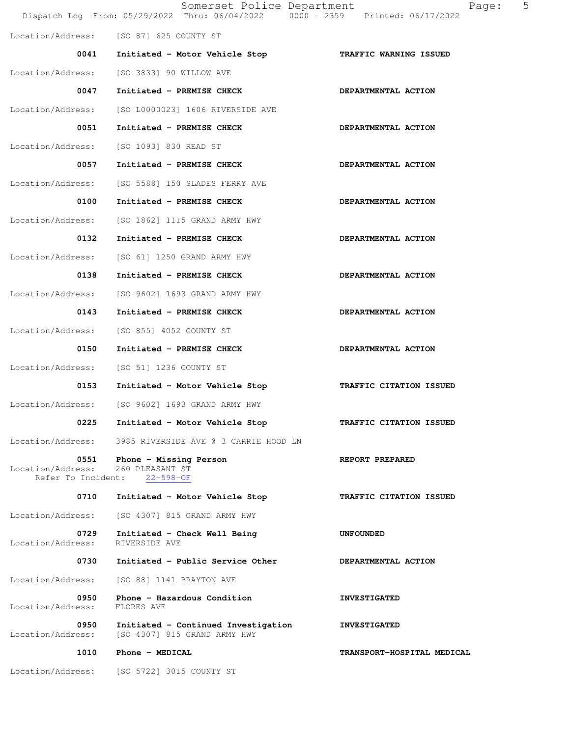Location/Address: [SO 87] 625 COUNTY ST

| Time | Call | Action |
|---|---|---|
| 0041 | Initiated - Motor Vehicle Stop | TRAFFIC WARNING ISSUED |

Location/Address: [SO 3833] 90 WILLOW AVE

| Time | Call | Action |
|---|---|---|
| 0047 | Initiated - PREMISE CHECK | DEPARTMENTAL ACTION |

Location/Address: [SO L0000023] 1606 RIVERSIDE AVE

| Time | Call | Action |
|---|---|---|
| 0051 | Initiated - PREMISE CHECK | DEPARTMENTAL ACTION |

Location/Address: [SO 1093] 830 READ ST

| Time | Call | Action |
|---|---|---|
| 0057 | Initiated - PREMISE CHECK | DEPARTMENTAL ACTION |

Location/Address: [SO 5588] 150 SLADES FERRY AVE

| Time | Call | Action |
|---|---|---|
| 0100 | Initiated - PREMISE CHECK | DEPARTMENTAL ACTION |

Location/Address: [SO 1862] 1115 GRAND ARMY HWY

| Time | Call | Action |
|---|---|---|
| 0132 | Initiated - PREMISE CHECK | DEPARTMENTAL ACTION |

Location/Address: [SO 61] 1250 GRAND ARMY HWY

| Time | Call | Action |
|---|---|---|
| 0138 | Initiated - PREMISE CHECK | DEPARTMENTAL ACTION |

Location/Address: [SO 9602] 1693 GRAND ARMY HWY

| Time | Call | Action |
|---|---|---|
| 0143 | Initiated - PREMISE CHECK | DEPARTMENTAL ACTION |

Location/Address: [SO 855] 4052 COUNTY ST

| Time | Call | Action |
|---|---|---|
| 0150 | Initiated - PREMISE CHECK | DEPARTMENTAL ACTION |

Location/Address: [SO 51] 1236 COUNTY ST

| Time | Call | Action |
|---|---|---|
| 0153 | Initiated - Motor Vehicle Stop | TRAFFIC CITATION ISSUED |

Location/Address: [SO 9602] 1693 GRAND ARMY HWY

| Time | Call | Action |
|---|---|---|
| 0225 | Initiated - Motor Vehicle Stop | TRAFFIC CITATION ISSUED |

Location/Address: 3985 RIVERSIDE AVE @ 3 CARRIE HOOD LN

| Time | Call | Action |
|---|---|---|
| 0551 | Phone - Missing Person | REPORT PREPARED |

Location/Address: 260 PLEASANT ST
Refer To Incident: 22-598-OF

| Time | Call | Action |
|---|---|---|
| 0710 | Initiated - Motor Vehicle Stop | TRAFFIC CITATION ISSUED |

Location/Address: [SO 4307] 815 GRAND ARMY HWY

| Time | Call | Action |
|---|---|---|
| 0729 | Initiated - Check Well Being | UNFOUNDED |

Location/Address: RIVERSIDE AVE

| Time | Call | Action |
|---|---|---|
| 0730 | Initiated - Public Service Other | DEPARTMENTAL ACTION |

Location/Address: [SO 88] 1141 BRAYTON AVE

| Time | Call | Action |
|---|---|---|
| 0950 | Phone - Hazardous Condition | INVESTIGATED |

Location/Address: FLORES AVE

| Time | Call | Action |
|---|---|---|
| 0950 | Initiated - Continued Investigation | INVESTIGATED |

Location/Address: [SO 4307] 815 GRAND ARMY HWY

| Time | Call | Action |
|---|---|---|
| 1010 | Phone - MEDICAL | TRANSPORT-HOSPITAL MEDICAL |

Location/Address: [SO 5722] 3015 COUNTY ST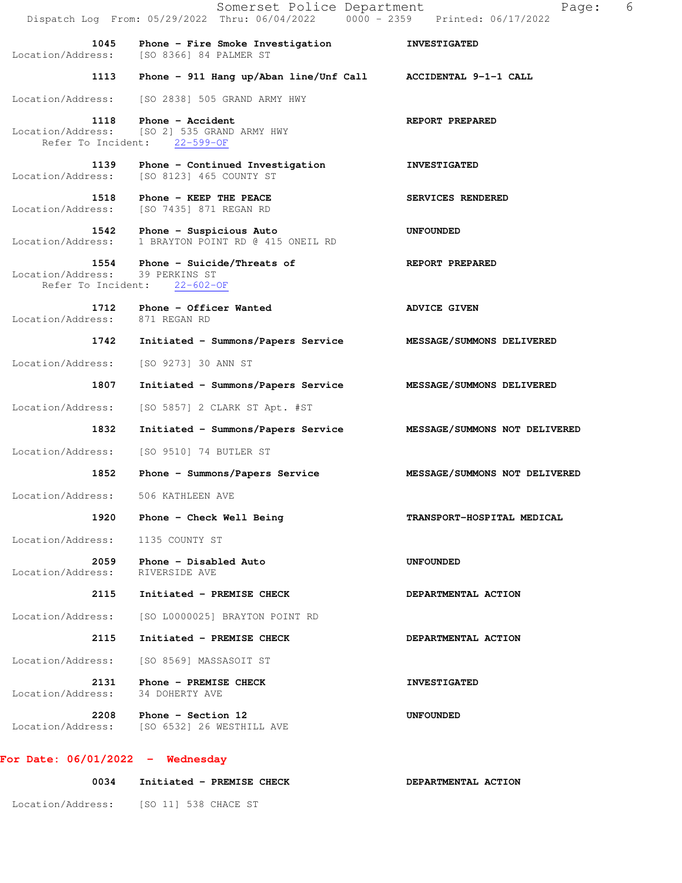| Time | Call Reason | Action |
|---|---|---|
| 1045 | Phone - Fire Smoke Investigation | INVESTIGATED |
| Location/Address: | [SO 8366] 84 PALMER ST | |
| 1113 | Phone - 911 Hang up/Aban line/Unf Call | ACCIDENTAL 9-1-1 CALL |
| Location/Address: | [SO 2838] 505 GRAND ARMY HWY | |
| 1118 | Phone - Accident | REPORT PREPARED |
| Location/Address: | [SO 2] 535 GRAND ARMY HWY | |
| Refer To Incident: | 22-599-OF | |
| 1139 | Phone - Continued Investigation | INVESTIGATED |
| Location/Address: | [SO 8123] 465 COUNTY ST | |
| 1518 | Phone - KEEP THE PEACE | SERVICES RENDERED |
| Location/Address: | [SO 7435] 871 REGAN RD | |
| 1542 | Phone - Suspicious Auto | UNFOUNDED |
| Location/Address: | 1 BRAYTON POINT RD @ 415 ONEIL RD | |
| 1554 | Phone - Suicide/Threats of | REPORT PREPARED |
| Location/Address: | 39 PERKINS ST | |
| Refer To Incident: | 22-602-OF | |
| 1712 | Phone - Officer Wanted | ADVICE GIVEN |
| Location/Address: | 871 REGAN RD | |
| 1742 | Initiated - Summons/Papers Service | MESSAGE/SUMMONS DELIVERED |
| Location/Address: | [SO 9273] 30 ANN ST | |
| 1807 | Initiated - Summons/Papers Service | MESSAGE/SUMMONS DELIVERED |
| Location/Address: | [SO 5857] 2 CLARK ST Apt. #ST | |
| 1832 | Initiated - Summons/Papers Service | MESSAGE/SUMMONS NOT DELIVERED |
| Location/Address: | [SO 9510] 74 BUTLER ST | |
| 1852 | Phone - Summons/Papers Service | MESSAGE/SUMMONS NOT DELIVERED |
| Location/Address: | 506 KATHLEEN AVE | |
| 1920 | Phone - Check Well Being | TRANSPORT-HOSPITAL MEDICAL |
| Location/Address: | 1135 COUNTY ST | |
| 2059 | Phone - Disabled Auto | UNFOUNDED |
| Location/Address: | RIVERSIDE AVE | |
| 2115 | Initiated - PREMISE CHECK | DEPARTMENTAL ACTION |
| Location/Address: | [SO L0000025] BRAYTON POINT RD | |
| 2115 | Initiated - PREMISE CHECK | DEPARTMENTAL ACTION |
| Location/Address: | [SO 8569] MASSASOIT ST | |
| 2131 | Phone - PREMISE CHECK | INVESTIGATED |
| Location/Address: | 34 DOHERTY AVE | |
| 2208 | Phone - Section 12 | UNFOUNDED |
| Location/Address: | [SO 6532] 26 WESTHILL AVE | |

## For Date: 06/01/2022 - Wednesday

| Time | Call Reason | Action |
|---|---|---|
| 0034 | Initiated - PREMISE CHECK | DEPARTMENTAL ACTION |
| Location/Address: | [SO 11] 538 CHACE ST | |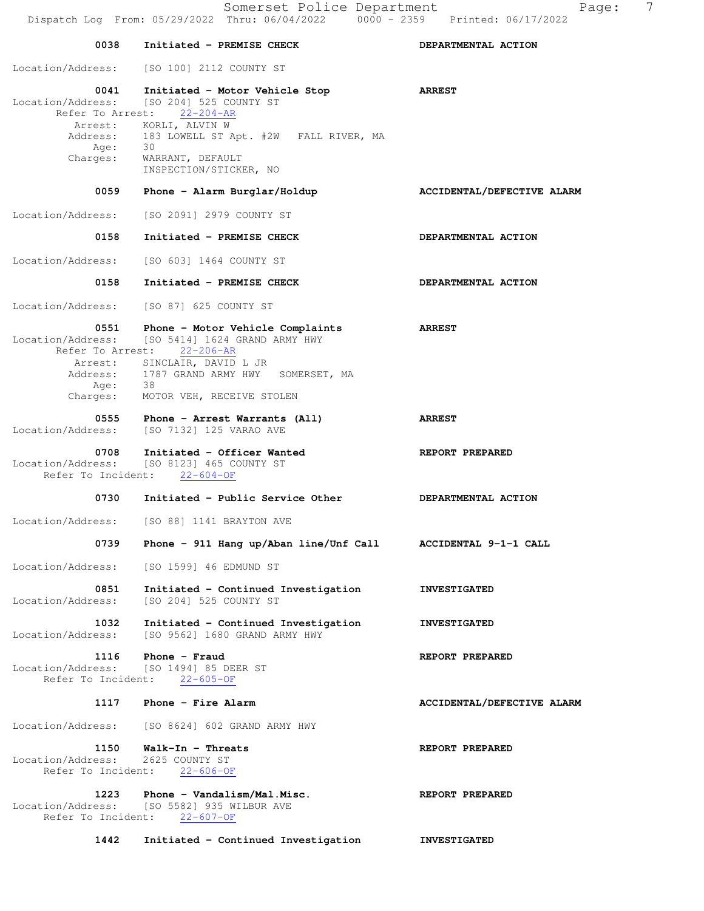**0038 Initiated - PREMISE CHECK** — **DEPARTMENTAL ACTION**

Location/Address: [SO 100] 2112 COUNTY ST

**0041 Initiated - Motor Vehicle Stop** — **ARREST**

Location/Address: [SO 204] 525 COUNTY ST
Refer To Arrest: 22-204-AR
Arrest: KORLI, ALVIN W
Address: 183 LOWELL ST Apt. #2W FALL RIVER, MA
Age: 30
Charges: WARRANT, DEFAULT
INSPECTION/STICKER, NO

**0059 Phone - Alarm Burglar/Holdup** — **ACCIDENTAL/DEFECTIVE ALARM**

Location/Address: [SO 2091] 2979 COUNTY ST

**0158 Initiated - PREMISE CHECK** — **DEPARTMENTAL ACTION**

Location/Address: [SO 603] 1464 COUNTY ST

**0158 Initiated - PREMISE CHECK** — **DEPARTMENTAL ACTION**

Location/Address: [SO 87] 625 COUNTY ST

**0551 Phone - Motor Vehicle Complaints** — **ARREST**

Location/Address: [SO 5414] 1624 GRAND ARMY HWY
Refer To Arrest: 22-206-AR
Arrest: SINCLAIR, DAVID L JR
Address: 1787 GRAND ARMY HWY SOMERSET, MA
Age: 38
Charges: MOTOR VEH, RECEIVE STOLEN

**0555 Phone - Arrest Warrants (All)** — **ARREST**

Location/Address: [SO 7132] 125 VARAO AVE

**0708 Initiated - Officer Wanted** — **REPORT PREPARED**

Location/Address: [SO 8123] 465 COUNTY ST
Refer To Incident: 22-604-OF

**0730 Initiated - Public Service Other** — **DEPARTMENTAL ACTION**

Location/Address: [SO 88] 1141 BRAYTON AVE

**0739 Phone - 911 Hang up/Aban line/Unf Call** — **ACCIDENTAL 9-1-1 CALL**

Location/Address: [SO 1599] 46 EDMUND ST

**0851 Initiated - Continued Investigation** — **INVESTIGATED**

Location/Address: [SO 204] 525 COUNTY ST

**1032 Initiated - Continued Investigation** — **INVESTIGATED**

Location/Address: [SO 9562] 1680 GRAND ARMY HWY

**1116 Phone - Fraud** — **REPORT PREPARED**

Location/Address: [SO 1494] 85 DEER ST
Refer To Incident: 22-605-OF

**1117 Phone - Fire Alarm** — **ACCIDENTAL/DEFECTIVE ALARM**

Location/Address: [SO 8624] 602 GRAND ARMY HWY

**1150 Walk-In - Threats** — **REPORT PREPARED**

Location/Address: 2625 COUNTY ST
Refer To Incident: 22-606-OF

**1223 Phone - Vandalism/Mal.Misc.** — **REPORT PREPARED**

Location/Address: [SO 5582] 935 WILBUR AVE
Refer To Incident: 22-607-OF

**1442 Initiated - Continued Investigation** — **INVESTIGATED**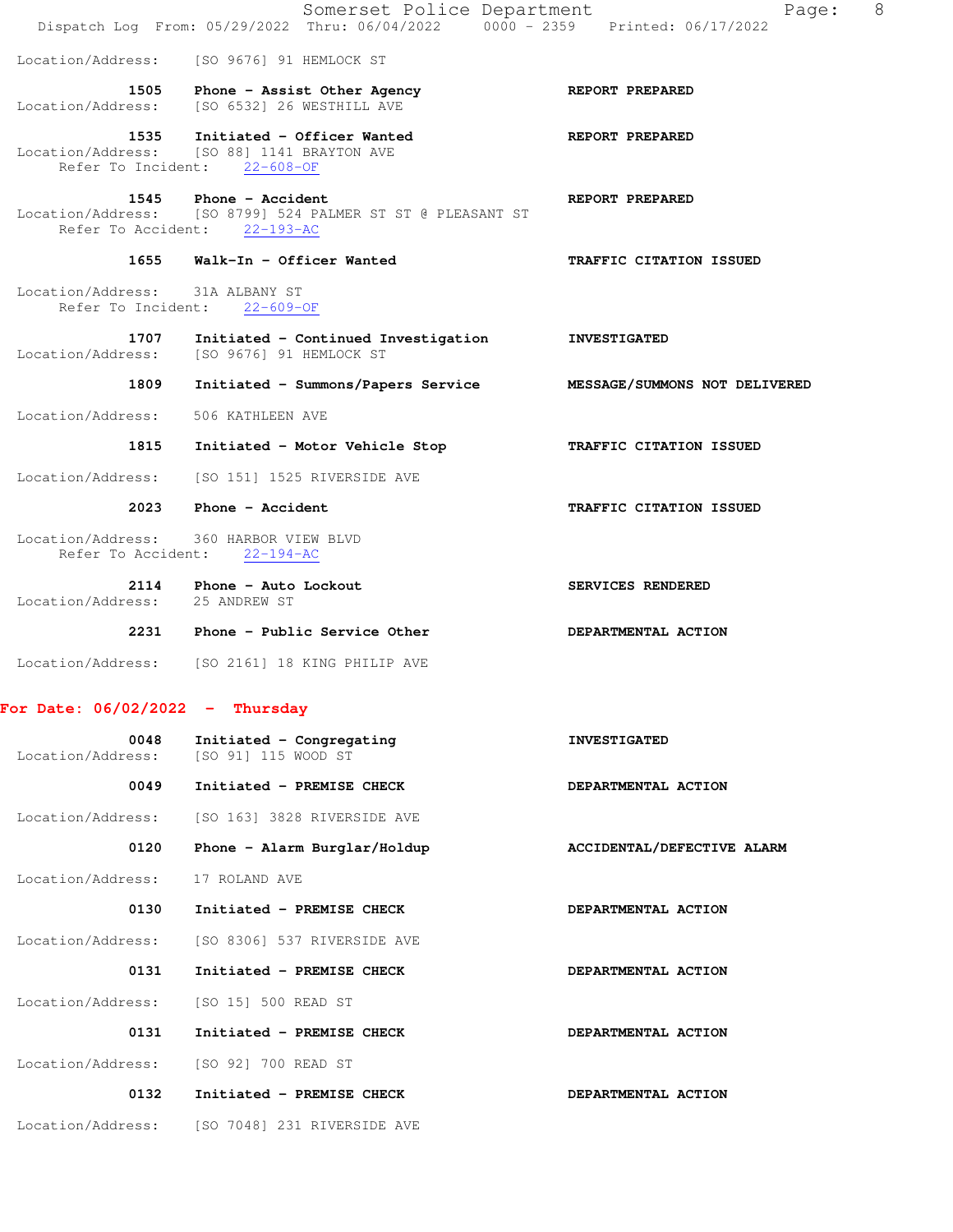Location/Address: [SO 9676] 91 HEMLOCK ST

**1505 Phone - Assist Other Agency** — **REPORT PREPARED**
Location/Address: [SO 6532] 26 WESTHILL AVE

**1535 Initiated - Officer Wanted** — **REPORT PREPARED**
Location/Address: [SO 88] 1141 BRAYTON AVE
Refer To Incident: 22-608-OF

**1545 Phone - Accident** — **REPORT PREPARED**
Location/Address: [SO 8799] 524 PALMER ST ST @ PLEASANT ST
Refer To Accident: 22-193-AC

**1655 Walk-In - Officer Wanted** — **TRAFFIC CITATION ISSUED**
Location/Address: 31A ALBANY ST
Refer To Incident: 22-609-OF

**1707 Initiated - Continued Investigation** — **INVESTIGATED**
Location/Address: [SO 9676] 91 HEMLOCK ST

**1809 Initiated - Summons/Papers Service** — **MESSAGE/SUMMONS NOT DELIVERED**
Location/Address: 506 KATHLEEN AVE

**1815 Initiated - Motor Vehicle Stop** — **TRAFFIC CITATION ISSUED**
Location/Address: [SO 151] 1525 RIVERSIDE AVE

**2023 Phone - Accident** — **TRAFFIC CITATION ISSUED**
Location/Address: 360 HARBOR VIEW BLVD
Refer To Accident: 22-194-AC

**2114 Phone - Auto Lockout** — **SERVICES RENDERED**
Location/Address: 25 ANDREW ST

**2231 Phone - Public Service Other** — **DEPARTMENTAL ACTION**
Location/Address: [SO 2161] 18 KING PHILIP AVE

## For Date: 06/02/2022 - Thursday

**0048 Initiated - Congregating** — **INVESTIGATED**
Location/Address: [SO 91] 115 WOOD ST

**0049 Initiated - PREMISE CHECK** — **DEPARTMENTAL ACTION**
Location/Address: [SO 163] 3828 RIVERSIDE AVE

**0120 Phone - Alarm Burglar/Holdup** — **ACCIDENTAL/DEFECTIVE ALARM**
Location/Address: 17 ROLAND AVE

**0130 Initiated - PREMISE CHECK** — **DEPARTMENTAL ACTION**
Location/Address: [SO 8306] 537 RIVERSIDE AVE

**0131 Initiated - PREMISE CHECK** — **DEPARTMENTAL ACTION**
Location/Address: [SO 15] 500 READ ST

**0131 Initiated - PREMISE CHECK** — **DEPARTMENTAL ACTION**
Location/Address: [SO 92] 700 READ ST

**0132 Initiated - PREMISE CHECK** — **DEPARTMENTAL ACTION**
Location/Address: [SO 7048] 231 RIVERSIDE AVE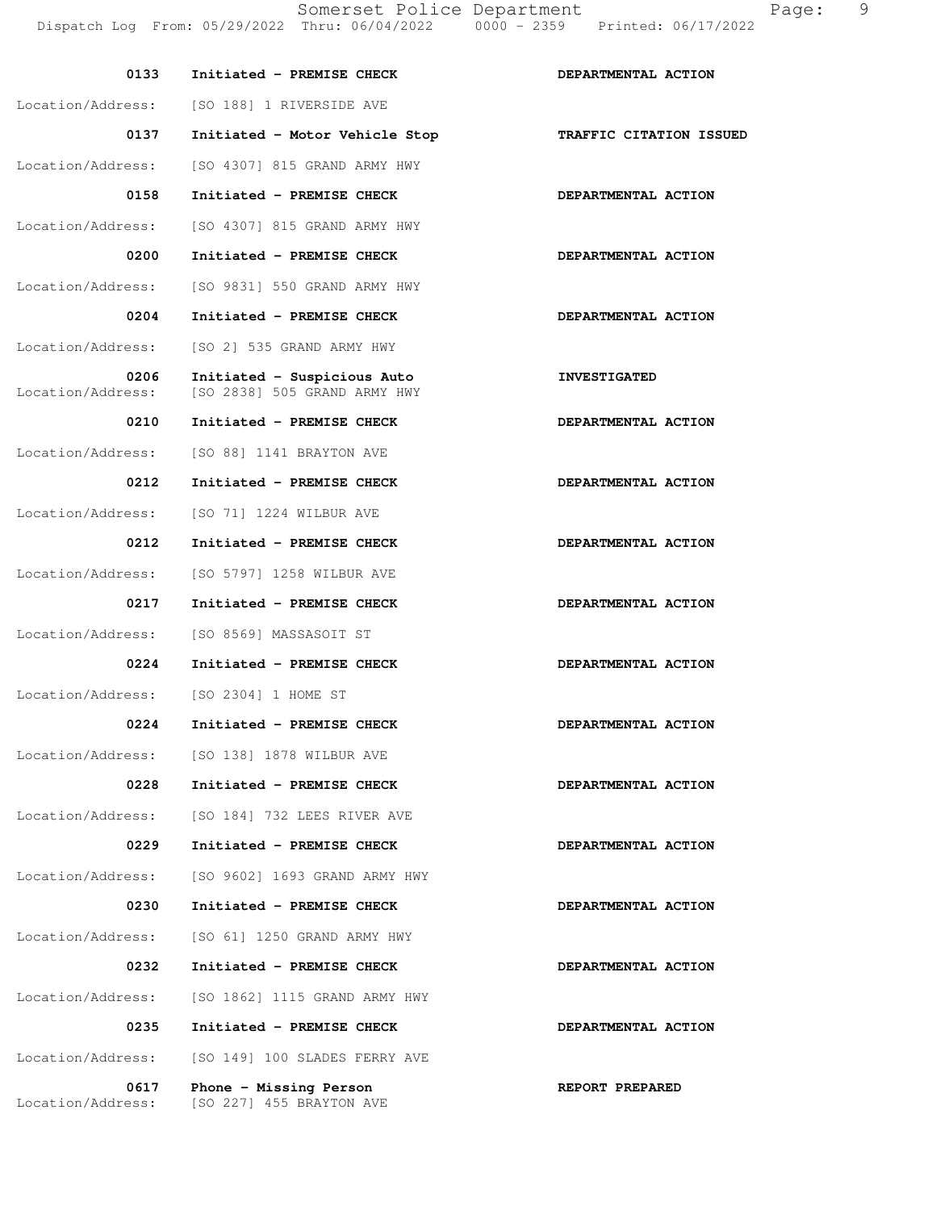| Time | Call | Action |
|---|---|---|
| 0133 | Initiated - PREMISE CHECK | DEPARTMENTAL ACTION |
| Location/Address: | [SO 188] 1 RIVERSIDE AVE | |
| 0137 | Initiated - Motor Vehicle Stop | TRAFFIC CITATION ISSUED |
| Location/Address: | [SO 4307] 815 GRAND ARMY HWY | |
| 0158 | Initiated - PREMISE CHECK | DEPARTMENTAL ACTION |
| Location/Address: | [SO 4307] 815 GRAND ARMY HWY | |
| 0200 | Initiated - PREMISE CHECK | DEPARTMENTAL ACTION |
| Location/Address: | [SO 9831] 550 GRAND ARMY HWY | |
| 0204 | Initiated - PREMISE CHECK | DEPARTMENTAL ACTION |
| Location/Address: | [SO 2] 535 GRAND ARMY HWY | |
| 0206 | Initiated - Suspicious Auto | INVESTIGATED |
| Location/Address: | [SO 2838] 505 GRAND ARMY HWY | |
| 0210 | Initiated - PREMISE CHECK | DEPARTMENTAL ACTION |
| Location/Address: | [SO 88] 1141 BRAYTON AVE | |
| 0212 | Initiated - PREMISE CHECK | DEPARTMENTAL ACTION |
| Location/Address: | [SO 71] 1224 WILBUR AVE | |
| 0212 | Initiated - PREMISE CHECK | DEPARTMENTAL ACTION |
| Location/Address: | [SO 5797] 1258 WILBUR AVE | |
| 0217 | Initiated - PREMISE CHECK | DEPARTMENTAL ACTION |
| Location/Address: | [SO 8569] MASSASOIT ST | |
| 0224 | Initiated - PREMISE CHECK | DEPARTMENTAL ACTION |
| Location/Address: | [SO 2304] 1 HOME ST | |
| 0224 | Initiated - PREMISE CHECK | DEPARTMENTAL ACTION |
| Location/Address: | [SO 138] 1878 WILBUR AVE | |
| 0228 | Initiated - PREMISE CHECK | DEPARTMENTAL ACTION |
| Location/Address: | [SO 184] 732 LEES RIVER AVE | |
| 0229 | Initiated - PREMISE CHECK | DEPARTMENTAL ACTION |
| Location/Address: | [SO 9602] 1693 GRAND ARMY HWY | |
| 0230 | Initiated - PREMISE CHECK | DEPARTMENTAL ACTION |
| Location/Address: | [SO 61] 1250 GRAND ARMY HWY | |
| 0232 | Initiated - PREMISE CHECK | DEPARTMENTAL ACTION |
| Location/Address: | [SO 1862] 1115 GRAND ARMY HWY | |
| 0235 | Initiated - PREMISE CHECK | DEPARTMENTAL ACTION |
| Location/Address: | [SO 149] 100 SLADES FERRY AVE | |
| 0617 | Phone - Missing Person | REPORT PREPARED |
| Location/Address: | [SO 227] 455 BRAYTON AVE | |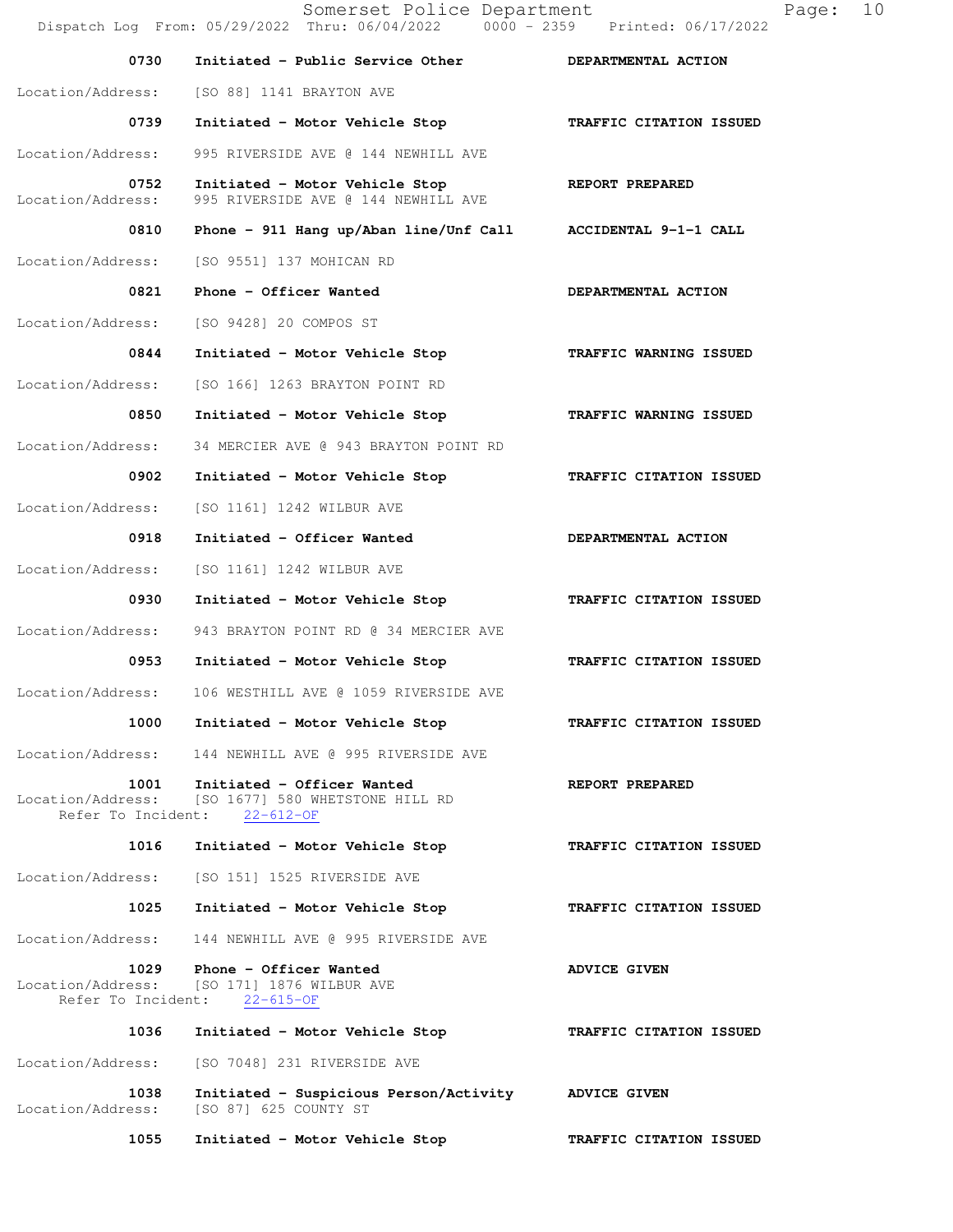| Time | Call Type | Disposition |
|---|---|---|
| 0730 | Initiated - Public Service Other | DEPARTMENTAL ACTION |
| Location/Address: [SO 88] 1141 BRAYTON AVE | | |
| 0739 | Initiated - Motor Vehicle Stop | TRAFFIC CITATION ISSUED |
| Location/Address: 995 RIVERSIDE AVE @ 144 NEWHILL AVE | | |
| 0752 | Initiated - Motor Vehicle Stop | REPORT PREPARED |
| Location/Address: 995 RIVERSIDE AVE @ 144 NEWHILL AVE | | |
| 0810 | Phone - 911 Hang up/Aban line/Unf Call | ACCIDENTAL 9-1-1 CALL |
| Location/Address: [SO 9551] 137 MOHICAN RD | | |
| 0821 | Phone - Officer Wanted | DEPARTMENTAL ACTION |
| Location/Address: [SO 9428] 20 COMPOS ST | | |
| 0844 | Initiated - Motor Vehicle Stop | TRAFFIC WARNING ISSUED |
| Location/Address: [SO 166] 1263 BRAYTON POINT RD | | |
| 0850 | Initiated - Motor Vehicle Stop | TRAFFIC WARNING ISSUED |
| Location/Address: 34 MERCIER AVE @ 943 BRAYTON POINT RD | | |
| 0902 | Initiated - Motor Vehicle Stop | TRAFFIC CITATION ISSUED |
| Location/Address: [SO 1161] 1242 WILBUR AVE | | |
| 0918 | Initiated - Officer Wanted | DEPARTMENTAL ACTION |
| Location/Address: [SO 1161] 1242 WILBUR AVE | | |
| 0930 | Initiated - Motor Vehicle Stop | TRAFFIC CITATION ISSUED |
| Location/Address: 943 BRAYTON POINT RD @ 34 MERCIER AVE | | |
| 0953 | Initiated - Motor Vehicle Stop | TRAFFIC CITATION ISSUED |
| Location/Address: 106 WESTHILL AVE @ 1059 RIVERSIDE AVE | | |
| 1000 | Initiated - Motor Vehicle Stop | TRAFFIC CITATION ISSUED |
| Location/Address: 144 NEWHILL AVE @ 995 RIVERSIDE AVE | | |
| 1001 | Initiated - Officer Wanted | REPORT PREPARED |
| Location/Address: [SO 1677] 580 WHETSTONE HILL RD | | |
| Refer To Incident: 22-612-OF | | |
| 1016 | Initiated - Motor Vehicle Stop | TRAFFIC CITATION ISSUED |
| Location/Address: [SO 151] 1525 RIVERSIDE AVE | | |
| 1025 | Initiated - Motor Vehicle Stop | TRAFFIC CITATION ISSUED |
| Location/Address: 144 NEWHILL AVE @ 995 RIVERSIDE AVE | | |
| 1029 | Phone - Officer Wanted | ADVICE GIVEN |
| Location/Address: [SO 171] 1876 WILBUR AVE | | |
| Refer To Incident: 22-615-OF | | |
| 1036 | Initiated - Motor Vehicle Stop | TRAFFIC CITATION ISSUED |
| Location/Address: [SO 7048] 231 RIVERSIDE AVE | | |
| 1038 | Initiated - Suspicious Person/Activity | ADVICE GIVEN |
| Location/Address: [SO 87] 625 COUNTY ST | | |
| 1055 | Initiated - Motor Vehicle Stop | TRAFFIC CITATION ISSUED |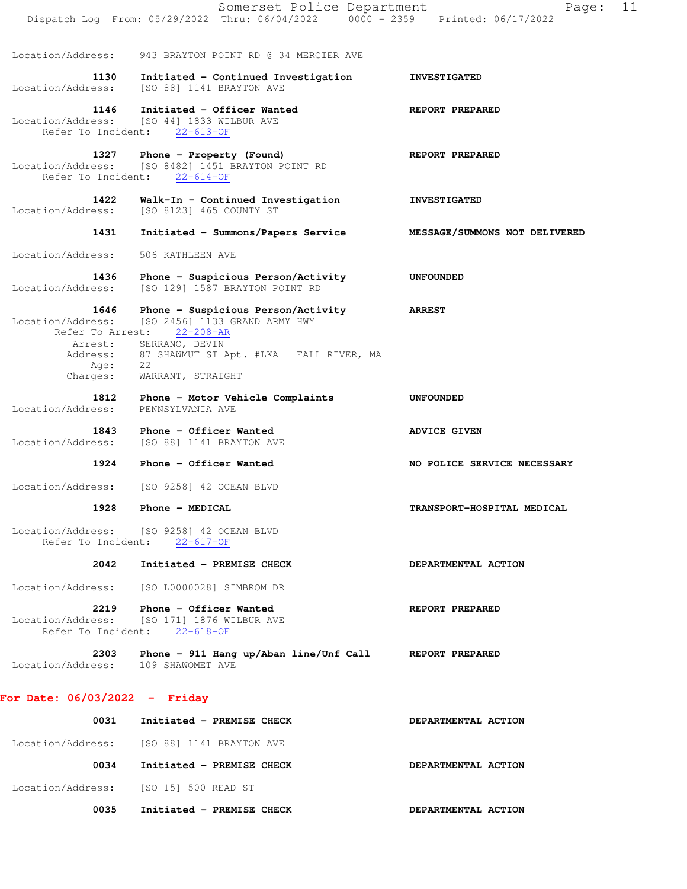Location/Address: 943 BRAYTON POINT RD @ 34 MERCIER AVE

**1130** Initiated - Continued Investigation — **INVESTIGATED**
Location/Address: [SO 88] 1141 BRAYTON AVE

**1146** Initiated - Officer Wanted — **REPORT PREPARED**
Location/Address: [SO 44] 1833 WILBUR AVE
Refer To Incident: 22-613-OF

**1327** Phone - Property (Found) — **REPORT PREPARED**
Location/Address: [SO 8482] 1451 BRAYTON POINT RD
Refer To Incident: 22-614-OF

**1422** Walk-In - Continued Investigation — **INVESTIGATED**
Location/Address: [SO 8123] 465 COUNTY ST

**1431** Initiated - Summons/Papers Service — **MESSAGE/SUMMONS NOT DELIVERED**
Location/Address: 506 KATHLEEN AVE

**1436** Phone - Suspicious Person/Activity — **UNFOUNDED**
Location/Address: [SO 129] 1587 BRAYTON POINT RD

**1646** Phone - Suspicious Person/Activity — **ARREST**
Location/Address: [SO 2456] 1133 GRAND ARMY HWY
Refer To Arrest: 22-208-AR
Arrest: SERRANO, DEVIN
Address: 87 SHAWMUT ST Apt. #LKA FALL RIVER, MA
Age: 22
Charges: WARRANT, STRAIGHT

**1812** Phone - Motor Vehicle Complaints — **UNFOUNDED**
Location/Address: PENNSYLVANIA AVE

**1843** Phone - Officer Wanted — **ADVICE GIVEN**
Location/Address: [SO 88] 1141 BRAYTON AVE

**1924** Phone - Officer Wanted — **NO POLICE SERVICE NECESSARY**
Location/Address: [SO 9258] 42 OCEAN BLVD

**1928** Phone - MEDICAL — **TRANSPORT-HOSPITAL MEDICAL**
Location/Address: [SO 9258] 42 OCEAN BLVD
Refer To Incident: 22-617-OF

**2042** Initiated - PREMISE CHECK — **DEPARTMENTAL ACTION**
Location/Address: [SO L0000028] SIMBROM DR

**2219** Phone - Officer Wanted — **REPORT PREPARED**
Location/Address: [SO 171] 1876 WILBUR AVE
Refer To Incident: 22-618-OF

**2303** Phone - 911 Hang up/Aban line/Unf Call — **REPORT PREPARED**
Location/Address: 109 SHAWOMET AVE

## For Date: 06/03/2022 - Friday

**0031** Initiated - PREMISE CHECK — **DEPARTMENTAL ACTION**
Location/Address: [SO 88] 1141 BRAYTON AVE

**0034** Initiated - PREMISE CHECK — **DEPARTMENTAL ACTION**
Location/Address: [SO 15] 500 READ ST

**0035** Initiated - PREMISE CHECK — **DEPARTMENTAL ACTION**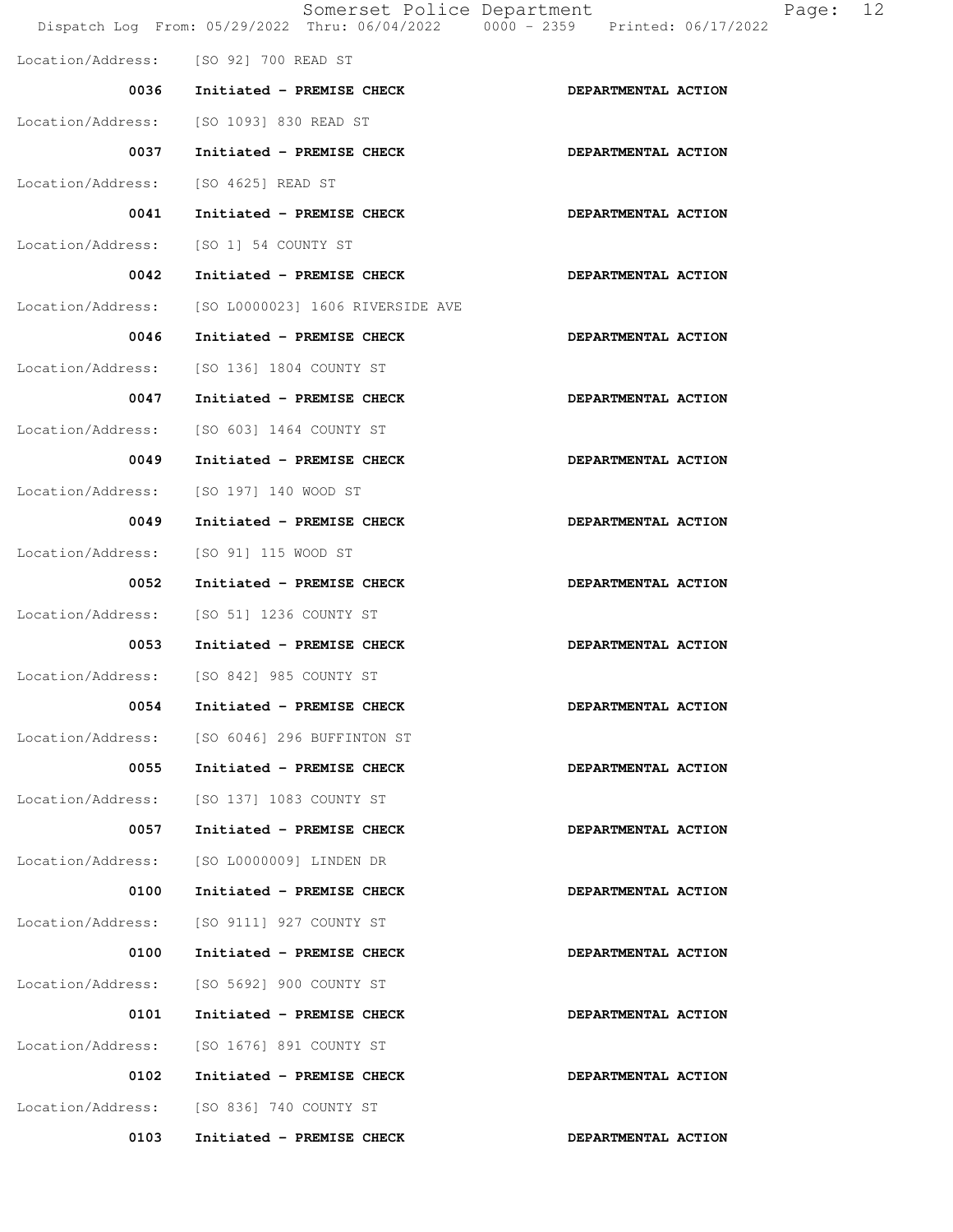Location/Address: [SO 92] 700 READ ST

**0036 Initiated - PREMISE CHECK** **DEPARTMENTAL ACTION**

Location/Address: [SO 1093] 830 READ ST

**0037 Initiated - PREMISE CHECK** **DEPARTMENTAL ACTION**

Location/Address: [SO 4625] READ ST

**0041 Initiated - PREMISE CHECK** **DEPARTMENTAL ACTION**

Location/Address: [SO 1] 54 COUNTY ST

**0042 Initiated - PREMISE CHECK** **DEPARTMENTAL ACTION**

Location/Address: [SO L0000023] 1606 RIVERSIDE AVE

**0046 Initiated - PREMISE CHECK** **DEPARTMENTAL ACTION**

Location/Address: [SO 136] 1804 COUNTY ST

**0047 Initiated - PREMISE CHECK** **DEPARTMENTAL ACTION**

Location/Address: [SO 603] 1464 COUNTY ST

**0049 Initiated - PREMISE CHECK** **DEPARTMENTAL ACTION**

Location/Address: [SO 197] 140 WOOD ST

**0049 Initiated - PREMISE CHECK** **DEPARTMENTAL ACTION**

Location/Address: [SO 91] 115 WOOD ST

**0052 Initiated - PREMISE CHECK** **DEPARTMENTAL ACTION**

Location/Address: [SO 51] 1236 COUNTY ST

**0053 Initiated - PREMISE CHECK** **DEPARTMENTAL ACTION**

Location/Address: [SO 842] 985 COUNTY ST

**0054 Initiated - PREMISE CHECK** **DEPARTMENTAL ACTION**

Location/Address: [SO 6046] 296 BUFFINTON ST

**0055 Initiated - PREMISE CHECK** **DEPARTMENTAL ACTION**

Location/Address: [SO 137] 1083 COUNTY ST

**0057 Initiated - PREMISE CHECK** **DEPARTMENTAL ACTION**

Location/Address: [SO L0000009] LINDEN DR

**0100 Initiated - PREMISE CHECK** **DEPARTMENTAL ACTION**

Location/Address: [SO 9111] 927 COUNTY ST

**0100 Initiated - PREMISE CHECK** **DEPARTMENTAL ACTION**

Location/Address: [SO 5692] 900 COUNTY ST

**0101 Initiated - PREMISE CHECK** **DEPARTMENTAL ACTION**

Location/Address: [SO 1676] 891 COUNTY ST

**0102 Initiated - PREMISE CHECK** **DEPARTMENTAL ACTION**

Location/Address: [SO 836] 740 COUNTY ST

**0103 Initiated - PREMISE CHECK** **DEPARTMENTAL ACTION**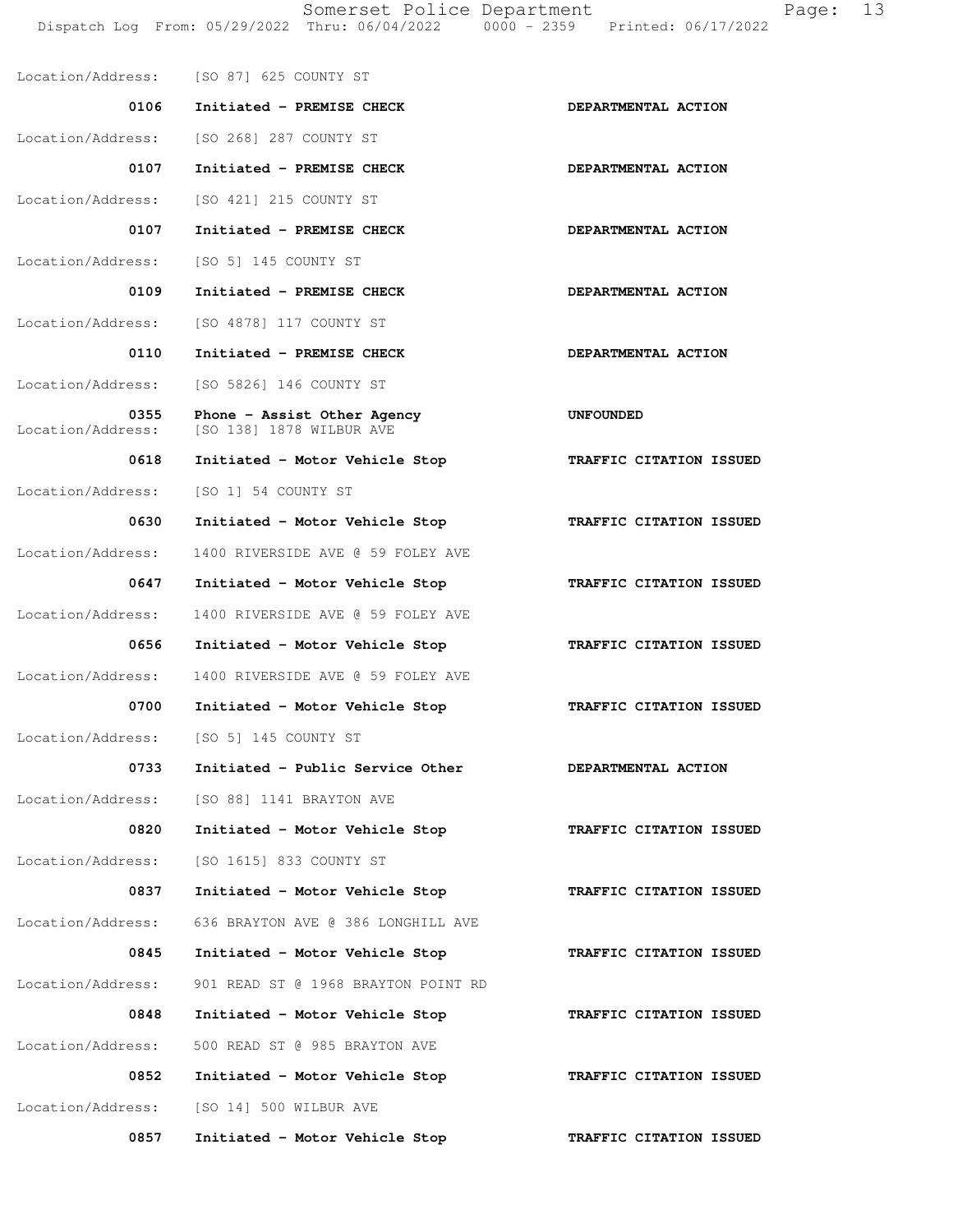Location/Address: [SO 87] 625 COUNTY ST

| Time | Call | Action |
|---|---|---|
| 0106 | Initiated - PREMISE CHECK | DEPARTMENTAL ACTION |

Location/Address: [SO 268] 287 COUNTY ST

| Time | Call | Action |
|---|---|---|
| 0107 | Initiated - PREMISE CHECK | DEPARTMENTAL ACTION |

Location/Address: [SO 421] 215 COUNTY ST

| Time | Call | Action |
|---|---|---|
| 0107 | Initiated - PREMISE CHECK | DEPARTMENTAL ACTION |

Location/Address: [SO 5] 145 COUNTY ST

| Time | Call | Action |
|---|---|---|
| 0109 | Initiated - PREMISE CHECK | DEPARTMENTAL ACTION |

Location/Address: [SO 4878] 117 COUNTY ST

| Time | Call | Action |
|---|---|---|
| 0110 | Initiated - PREMISE CHECK | DEPARTMENTAL ACTION |

Location/Address: [SO 5826] 146 COUNTY ST

| Time | Call | Action |
|---|---|---|
| 0355 | Phone - Assist Other Agency | UNFOUNDED |

Location/Address: [SO 138] 1878 WILBUR AVE

| Time | Call | Action |
|---|---|---|
| 0618 | Initiated - Motor Vehicle Stop | TRAFFIC CITATION ISSUED |

Location/Address: [SO 1] 54 COUNTY ST

| Time | Call | Action |
|---|---|---|
| 0630 | Initiated - Motor Vehicle Stop | TRAFFIC CITATION ISSUED |

Location/Address: 1400 RIVERSIDE AVE @ 59 FOLEY AVE

| Time | Call | Action |
|---|---|---|
| 0647 | Initiated - Motor Vehicle Stop | TRAFFIC CITATION ISSUED |

Location/Address: 1400 RIVERSIDE AVE @ 59 FOLEY AVE

| Time | Call | Action |
|---|---|---|
| 0656 | Initiated - Motor Vehicle Stop | TRAFFIC CITATION ISSUED |

Location/Address: 1400 RIVERSIDE AVE @ 59 FOLEY AVE

| Time | Call | Action |
|---|---|---|
| 0700 | Initiated - Motor Vehicle Stop | TRAFFIC CITATION ISSUED |

Location/Address: [SO 5] 145 COUNTY ST

| Time | Call | Action |
|---|---|---|
| 0733 | Initiated - Public Service Other | DEPARTMENTAL ACTION |

Location/Address: [SO 88] 1141 BRAYTON AVE

| Time | Call | Action |
|---|---|---|
| 0820 | Initiated - Motor Vehicle Stop | TRAFFIC CITATION ISSUED |

Location/Address: [SO 1615] 833 COUNTY ST

| Time | Call | Action |
|---|---|---|
| 0837 | Initiated - Motor Vehicle Stop | TRAFFIC CITATION ISSUED |

Location/Address: 636 BRAYTON AVE @ 386 LONGHILL AVE

| Time | Call | Action |
|---|---|---|
| 0845 | Initiated - Motor Vehicle Stop | TRAFFIC CITATION ISSUED |

Location/Address: 901 READ ST @ 1968 BRAYTON POINT RD

| Time | Call | Action |
|---|---|---|
| 0848 | Initiated - Motor Vehicle Stop | TRAFFIC CITATION ISSUED |

Location/Address: 500 READ ST @ 985 BRAYTON AVE

| Time | Call | Action |
|---|---|---|
| 0852 | Initiated - Motor Vehicle Stop | TRAFFIC CITATION ISSUED |

Location/Address: [SO 14] 500 WILBUR AVE

| Time | Call | Action |
|---|---|---|
| 0857 | Initiated - Motor Vehicle Stop | TRAFFIC CITATION ISSUED |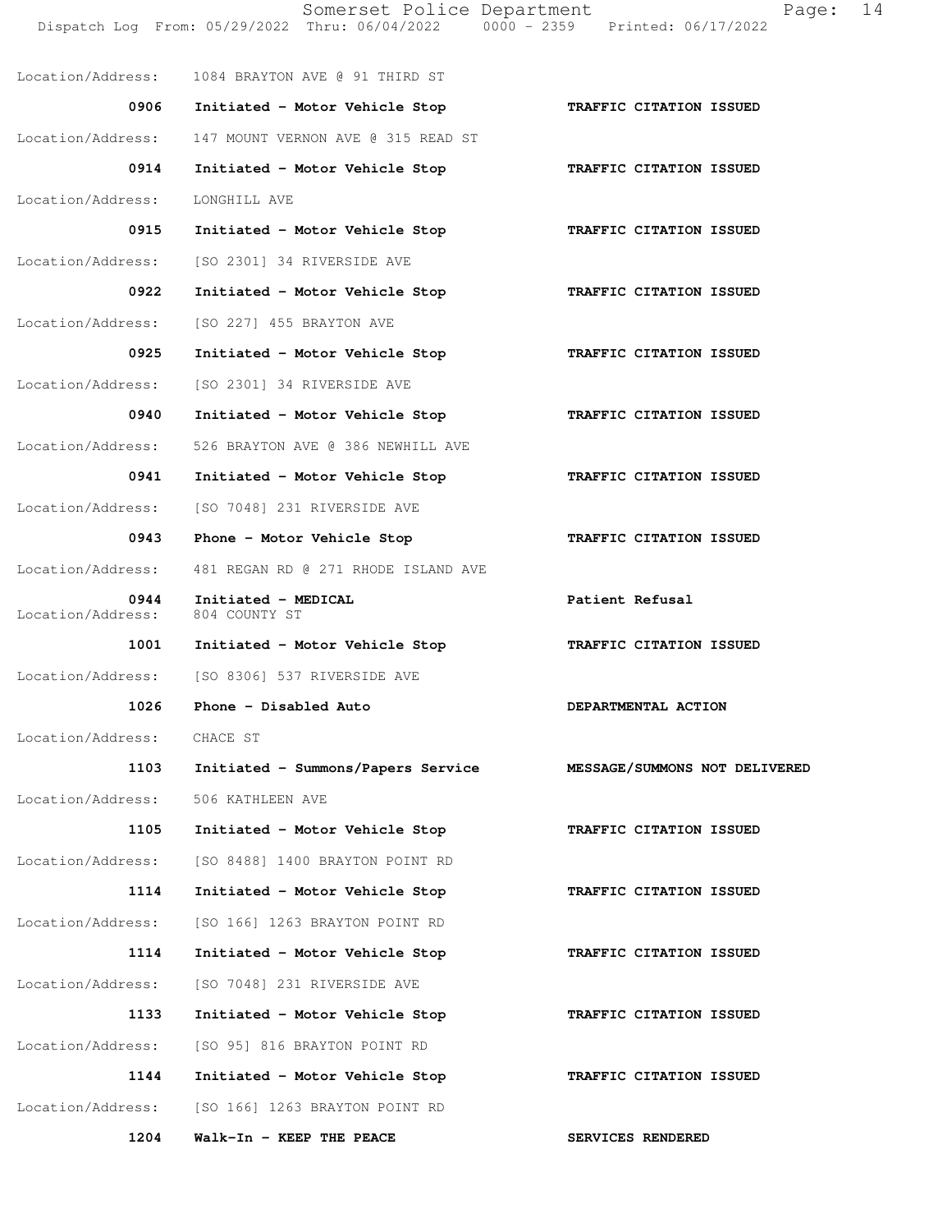Location/Address: 1084 BRAYTON AVE @ 91 THIRD ST

| Time | Call | Disposition |
|---|---|---|
| 0906 | Initiated - Motor Vehicle Stop | TRAFFIC CITATION ISSUED |

Location/Address: 147 MOUNT VERNON AVE @ 315 READ ST

| Time | Call | Disposition |
|---|---|---|
| 0914 | Initiated - Motor Vehicle Stop | TRAFFIC CITATION ISSUED |

Location/Address: LONGHILL AVE

| Time | Call | Disposition |
|---|---|---|
| 0915 | Initiated - Motor Vehicle Stop | TRAFFIC CITATION ISSUED |

Location/Address: [SO 2301] 34 RIVERSIDE AVE

| Time | Call | Disposition |
|---|---|---|
| 0922 | Initiated - Motor Vehicle Stop | TRAFFIC CITATION ISSUED |

Location/Address: [SO 227] 455 BRAYTON AVE

| Time | Call | Disposition |
|---|---|---|
| 0925 | Initiated - Motor Vehicle Stop | TRAFFIC CITATION ISSUED |

Location/Address: [SO 2301] 34 RIVERSIDE AVE

| Time | Call | Disposition |
|---|---|---|
| 0940 | Initiated - Motor Vehicle Stop | TRAFFIC CITATION ISSUED |

Location/Address: 526 BRAYTON AVE @ 386 NEWHILL AVE

| Time | Call | Disposition |
|---|---|---|
| 0941 | Initiated - Motor Vehicle Stop | TRAFFIC CITATION ISSUED |

Location/Address: [SO 7048] 231 RIVERSIDE AVE

| Time | Call | Disposition |
|---|---|---|
| 0943 | Phone - Motor Vehicle Stop | TRAFFIC CITATION ISSUED |

Location/Address: 481 REGAN RD @ 271 RHODE ISLAND AVE

| Time | Call | Disposition |
|---|---|---|
| 0944 | Initiated - MEDICAL | Patient Refusal |

Location/Address: 804 COUNTY ST

| Time | Call | Disposition |
|---|---|---|
| 1001 | Initiated - Motor Vehicle Stop | TRAFFIC CITATION ISSUED |

Location/Address: [SO 8306] 537 RIVERSIDE AVE

| Time | Call | Disposition |
|---|---|---|
| 1026 | Phone - Disabled Auto | DEPARTMENTAL ACTION |

Location/Address: CHACE ST

| Time | Call | Disposition |
|---|---|---|
| 1103 | Initiated - Summons/Papers Service | MESSAGE/SUMMONS NOT DELIVERED |

Location/Address: 506 KATHLEEN AVE

| Time | Call | Disposition |
|---|---|---|
| 1105 | Initiated - Motor Vehicle Stop | TRAFFIC CITATION ISSUED |

Location/Address: [SO 8488] 1400 BRAYTON POINT RD

| Time | Call | Disposition |
|---|---|---|
| 1114 | Initiated - Motor Vehicle Stop | TRAFFIC CITATION ISSUED |

Location/Address: [SO 166] 1263 BRAYTON POINT RD

| Time | Call | Disposition |
|---|---|---|
| 1114 | Initiated - Motor Vehicle Stop | TRAFFIC CITATION ISSUED |

Location/Address: [SO 7048] 231 RIVERSIDE AVE

| Time | Call | Disposition |
|---|---|---|
| 1133 | Initiated - Motor Vehicle Stop | TRAFFIC CITATION ISSUED |

Location/Address: [SO 95] 816 BRAYTON POINT RD

| Time | Call | Disposition |
|---|---|---|
| 1144 | Initiated - Motor Vehicle Stop | TRAFFIC CITATION ISSUED |

Location/Address: [SO 166] 1263 BRAYTON POINT RD

| Time | Call | Disposition |
|---|---|---|
| 1204 | Walk-In - KEEP THE PEACE | SERVICES RENDERED |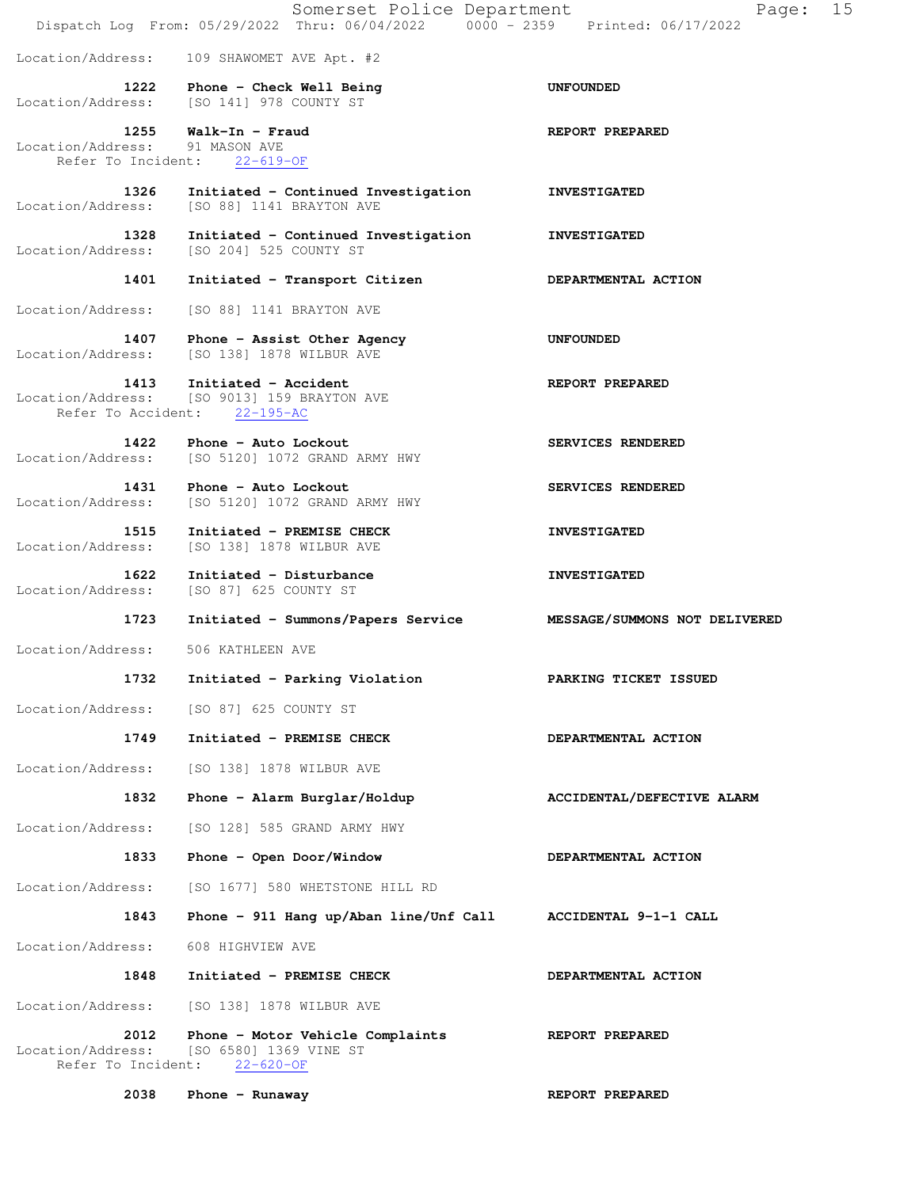Location/Address: 109 SHAWOMET AVE Apt. #2

| Time | Call | Disposition |
|---|---|---|
| 1222 | Phone - Check Well Being | UNFOUNDED |
| | Location/Address: [SO 141] 978 COUNTY ST | |
| 1255 | Walk-In - Fraud | REPORT PREPARED |
| | Location/Address: 91 MASON AVE | |
| | Refer To Incident: 22-619-OF | |
| 1326 | Initiated - Continued Investigation | INVESTIGATED |
| | Location/Address: [SO 88] 1141 BRAYTON AVE | |
| 1328 | Initiated - Continued Investigation | INVESTIGATED |
| | Location/Address: [SO 204] 525 COUNTY ST | |
| 1401 | Initiated - Transport Citizen | DEPARTMENTAL ACTION |
| | Location/Address: [SO 88] 1141 BRAYTON AVE | |
| 1407 | Phone - Assist Other Agency | UNFOUNDED |
| | Location/Address: [SO 138] 1878 WILBUR AVE | |
| 1413 | Initiated - Accident | REPORT PREPARED |
| | Location/Address: [SO 9013] 159 BRAYTON AVE | |
| | Refer To Accident: 22-195-AC | |
| 1422 | Phone - Auto Lockout | SERVICES RENDERED |
| | Location/Address: [SO 5120] 1072 GRAND ARMY HWY | |
| 1431 | Phone - Auto Lockout | SERVICES RENDERED |
| | Location/Address: [SO 5120] 1072 GRAND ARMY HWY | |
| 1515 | Initiated - PREMISE CHECK | INVESTIGATED |
| | Location/Address: [SO 138] 1878 WILBUR AVE | |
| 1622 | Initiated - Disturbance | INVESTIGATED |
| | Location/Address: [SO 87] 625 COUNTY ST | |
| 1723 | Initiated - Summons/Papers Service | MESSAGE/SUMMONS NOT DELIVERED |
| | Location/Address: 506 KATHLEEN AVE | |
| 1732 | Initiated - Parking Violation | PARKING TICKET ISSUED |
| | Location/Address: [SO 87] 625 COUNTY ST | |
| 1749 | Initiated - PREMISE CHECK | DEPARTMENTAL ACTION |
| | Location/Address: [SO 138] 1878 WILBUR AVE | |
| 1832 | Phone - Alarm Burglar/Holdup | ACCIDENTAL/DEFECTIVE ALARM |
| | Location/Address: [SO 128] 585 GRAND ARMY HWY | |
| 1833 | Phone - Open Door/Window | DEPARTMENTAL ACTION |
| | Location/Address: [SO 1677] 580 WHETSTONE HILL RD | |
| 1843 | Phone - 911 Hang up/Aban line/Unf Call | ACCIDENTAL 9-1-1 CALL |
| | Location/Address: 608 HIGHVIEW AVE | |
| 1848 | Initiated - PREMISE CHECK | DEPARTMENTAL ACTION |
| | Location/Address: [SO 138] 1878 WILBUR AVE | |
| 2012 | Phone - Motor Vehicle Complaints | REPORT PREPARED |
| | Location/Address: [SO 6580] 1369 VINE ST | |
| | Refer To Incident: 22-620-OF | |
| 2038 | Phone - Runaway | REPORT PREPARED |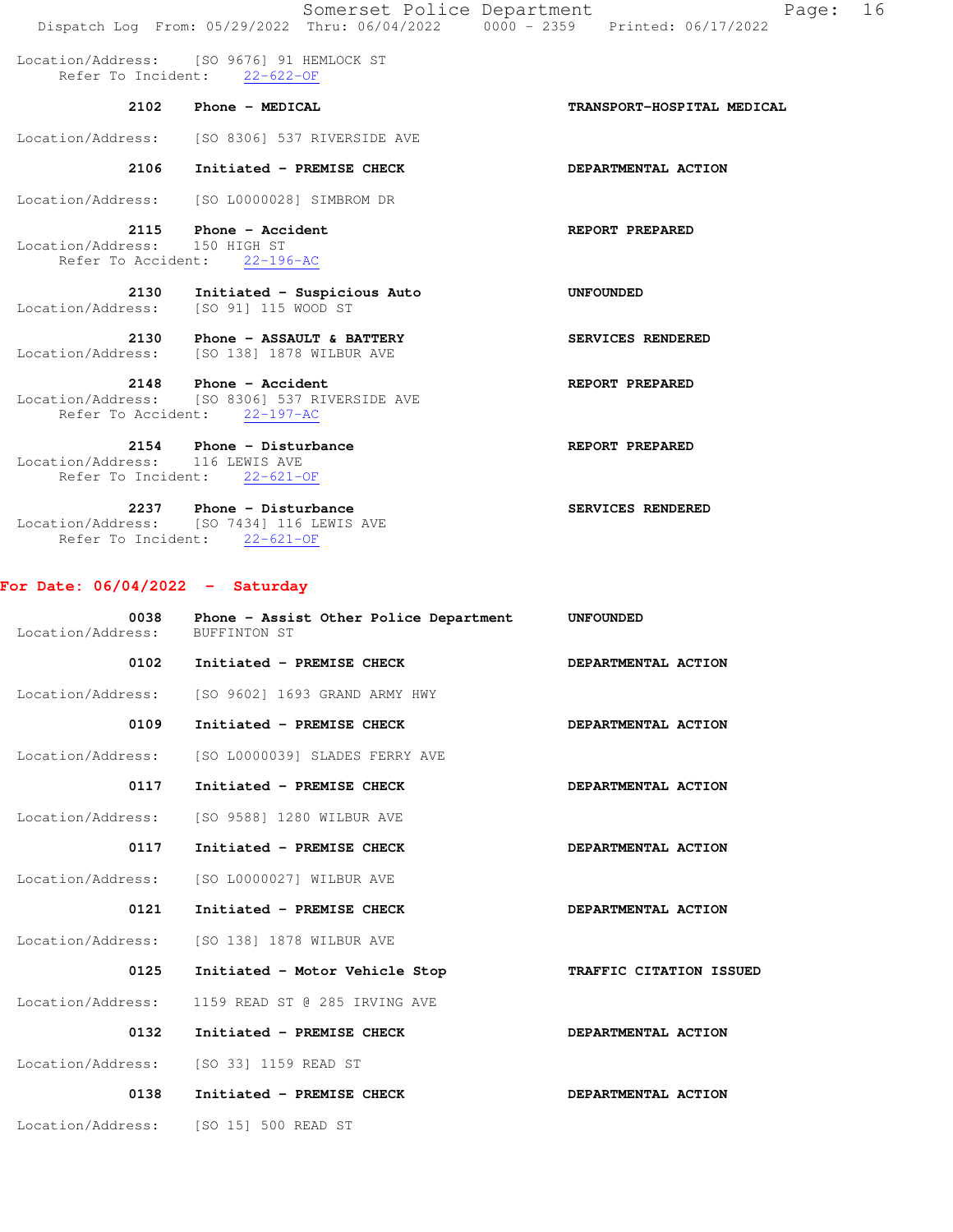Location/Address: [SO 9676] 91 HEMLOCK ST
Refer To Incident: 22-622-OF

**2102 Phone - MEDICAL** — **TRANSPORT-HOSPITAL MEDICAL**

Location/Address: [SO 8306] 537 RIVERSIDE AVE

**2106 Initiated - PREMISE CHECK** — **DEPARTMENTAL ACTION**

Location/Address: [SO L0000028] SIMBROM DR

**2115 Phone - Accident** — **REPORT PREPARED**
Location/Address: 150 HIGH ST
Refer To Accident: 22-196-AC

**2130 Initiated - Suspicious Auto** — **UNFOUNDED**
Location/Address: [SO 91] 115 WOOD ST

**2130 Phone - ASSAULT & BATTERY** — **SERVICES RENDERED**
Location/Address: [SO 138] 1878 WILBUR AVE

**2148 Phone - Accident** — **REPORT PREPARED**
Location/Address: [SO 8306] 537 RIVERSIDE AVE
Refer To Accident: 22-197-AC

**2154 Phone - Disturbance** — **REPORT PREPARED**
Location/Address: 116 LEWIS AVE
Refer To Incident: 22-621-OF

**2237 Phone - Disturbance** — **SERVICES RENDERED**
Location/Address: [SO 7434] 116 LEWIS AVE
Refer To Incident: 22-621-OF

## For Date: 06/04/2022 - Saturday

**0038 Phone - Assist Other Police Department** — **UNFOUNDED**
Location/Address: BUFFINTON ST

**0102 Initiated - PREMISE CHECK** — **DEPARTMENTAL ACTION**

Location/Address: [SO 9602] 1693 GRAND ARMY HWY

**0109 Initiated - PREMISE CHECK** — **DEPARTMENTAL ACTION**

Location/Address: [SO L0000039] SLADES FERRY AVE

**0117 Initiated - PREMISE CHECK** — **DEPARTMENTAL ACTION**

Location/Address: [SO 9588] 1280 WILBUR AVE

**0117 Initiated - PREMISE CHECK** — **DEPARTMENTAL ACTION**

Location/Address: [SO L0000027] WILBUR AVE

**0121 Initiated - PREMISE CHECK** — **DEPARTMENTAL ACTION**

Location/Address: [SO 138] 1878 WILBUR AVE

**0125 Initiated - Motor Vehicle Stop** — **TRAFFIC CITATION ISSUED**

Location/Address: 1159 READ ST @ 285 IRVING AVE

**0132 Initiated - PREMISE CHECK** — **DEPARTMENTAL ACTION**

Location/Address: [SO 33] 1159 READ ST

**0138 Initiated - PREMISE CHECK** — **DEPARTMENTAL ACTION**

Location/Address: [SO 15] 500 READ ST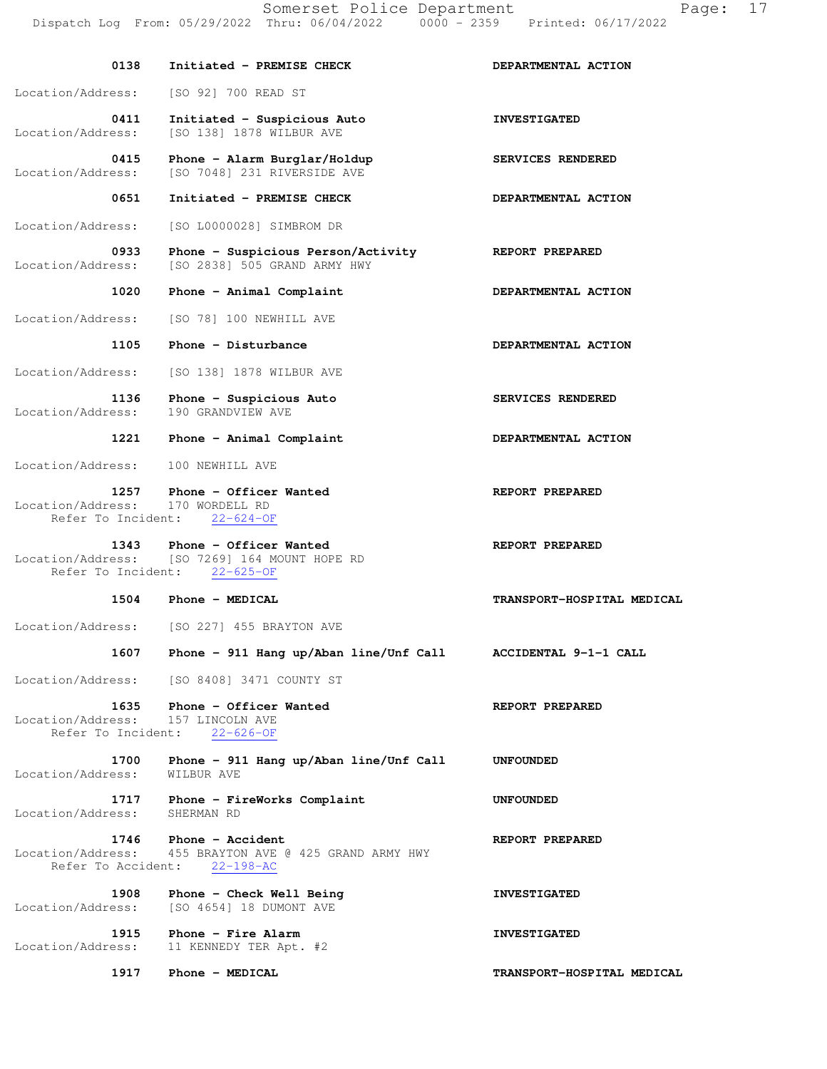| Time | Call | Action |
| --- | --- | --- |
| 0138 | Initiated - PREMISE CHECK | DEPARTMENTAL ACTION |

Location/Address: [SO 92] 700 READ ST

| Time | Call | Action |
| --- | --- | --- |
| 0411 | Initiated - Suspicious Auto | INVESTIGATED |

Location/Address: [SO 138] 1878 WILBUR AVE

| Time | Call | Action |
| --- | --- | --- |
| 0415 | Phone - Alarm Burglar/Holdup | SERVICES RENDERED |

Location/Address: [SO 7048] 231 RIVERSIDE AVE

| Time | Call | Action |
| --- | --- | --- |
| 0651 | Initiated - PREMISE CHECK | DEPARTMENTAL ACTION |

Location/Address: [SO L0000028] SIMBROM DR

| Time | Call | Action |
| --- | --- | --- |
| 0933 | Phone - Suspicious Person/Activity | REPORT PREPARED |

Location/Address: [SO 2838] 505 GRAND ARMY HWY

| Time | Call | Action |
| --- | --- | --- |
| 1020 | Phone - Animal Complaint | DEPARTMENTAL ACTION |

Location/Address: [SO 78] 100 NEWHILL AVE

| Time | Call | Action |
| --- | --- | --- |
| 1105 | Phone - Disturbance | DEPARTMENTAL ACTION |

Location/Address: [SO 138] 1878 WILBUR AVE

| Time | Call | Action |
| --- | --- | --- |
| 1136 | Phone - Suspicious Auto | SERVICES RENDERED |

Location/Address: 190 GRANDVIEW AVE

| Time | Call | Action |
| --- | --- | --- |
| 1221 | Phone - Animal Complaint | DEPARTMENTAL ACTION |

Location/Address: 100 NEWHILL AVE

| Time | Call | Action |
| --- | --- | --- |
| 1257 | Phone - Officer Wanted | REPORT PREPARED |

Location/Address: 170 WORDELL RD
Refer To Incident: 22-624-OF

| Time | Call | Action |
| --- | --- | --- |
| 1343 | Phone - Officer Wanted | REPORT PREPARED |

Location/Address: [SO 7269] 164 MOUNT HOPE RD
Refer To Incident: 22-625-OF

| Time | Call | Action |
| --- | --- | --- |
| 1504 | Phone - MEDICAL | TRANSPORT-HOSPITAL MEDICAL |

Location/Address: [SO 227] 455 BRAYTON AVE

| Time | Call | Action |
| --- | --- | --- |
| 1607 | Phone - 911 Hang up/Aban line/Unf Call | ACCIDENTAL 9-1-1 CALL |

Location/Address: [SO 8408] 3471 COUNTY ST

| Time | Call | Action |
| --- | --- | --- |
| 1635 | Phone - Officer Wanted | REPORT PREPARED |

Location/Address: 157 LINCOLN AVE
Refer To Incident: 22-626-OF

| Time | Call | Action |
| --- | --- | --- |
| 1700 | Phone - 911 Hang up/Aban line/Unf Call | UNFOUNDED |

Location/Address: WILBUR AVE

| Time | Call | Action |
| --- | --- | --- |
| 1717 | Phone - FireWorks Complaint | UNFOUNDED |

Location/Address: SHERMAN RD

| Time | Call | Action |
| --- | --- | --- |
| 1746 | Phone - Accident | REPORT PREPARED |

Location/Address: 455 BRAYTON AVE @ 425 GRAND ARMY HWY
Refer To Accident: 22-198-AC

| Time | Call | Action |
| --- | --- | --- |
| 1908 | Phone - Check Well Being | INVESTIGATED |

Location/Address: [SO 4654] 18 DUMONT AVE

| Time | Call | Action |
| --- | --- | --- |
| 1915 | Phone - Fire Alarm | INVESTIGATED |

Location/Address: 11 KENNEDY TER Apt. #2

| Time | Call | Action |
| --- | --- | --- |
| 1917 | Phone - MEDICAL | TRANSPORT-HOSPITAL MEDICAL |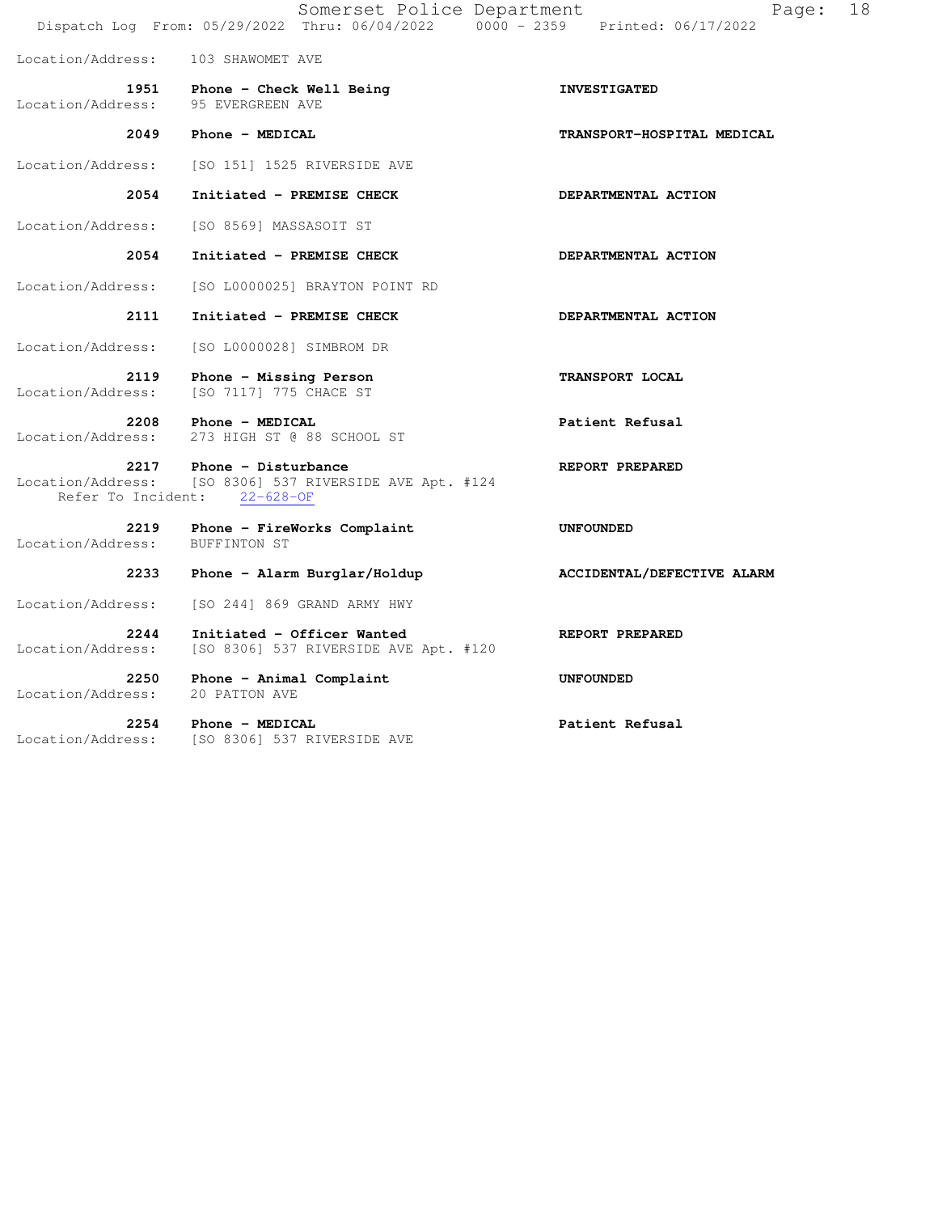Location/Address: 103 SHAWOMET AVE

**1951** **Phone - Check Well Being** **INVESTIGATED**
Location/Address: 95 EVERGREEN AVE

**2049** **Phone - MEDICAL** **TRANSPORT-HOSPITAL MEDICAL**
Location/Address: [SO 151] 1525 RIVERSIDE AVE

**2054** **Initiated - PREMISE CHECK** **DEPARTMENTAL ACTION**
Location/Address: [SO 8569] MASSASOIT ST

**2054** **Initiated - PREMISE CHECK** **DEPARTMENTAL ACTION**
Location/Address: [SO L0000025] BRAYTON POINT RD

**2111** **Initiated - PREMISE CHECK** **DEPARTMENTAL ACTION**
Location/Address: [SO L0000028] SIMBROM DR

**2119** **Phone - Missing Person** **TRANSPORT LOCAL**
Location/Address: [SO 7117] 775 CHACE ST

**2208** **Phone - MEDICAL** **Patient Refusal**
Location/Address: 273 HIGH ST @ 88 SCHOOL ST

**2217** **Phone - Disturbance** **REPORT PREPARED**
Location/Address: [SO 8306] 537 RIVERSIDE AVE Apt. #124
Refer To Incident: 22-628-OF

**2219** **Phone - FireWorks Complaint** **UNFOUNDED**
Location/Address: BUFFINTON ST

**2233** **Phone - Alarm Burglar/Holdup** **ACCIDENTAL/DEFECTIVE ALARM**
Location/Address: [SO 244] 869 GRAND ARMY HWY

**2244** **Initiated - Officer Wanted** **REPORT PREPARED**
Location/Address: [SO 8306] 537 RIVERSIDE AVE Apt. #120

**2250** **Phone - Animal Complaint** **UNFOUNDED**
Location/Address: 20 PATTON AVE

**2254** **Phone - MEDICAL** **Patient Refusal**
Location/Address: [SO 8306] 537 RIVERSIDE AVE